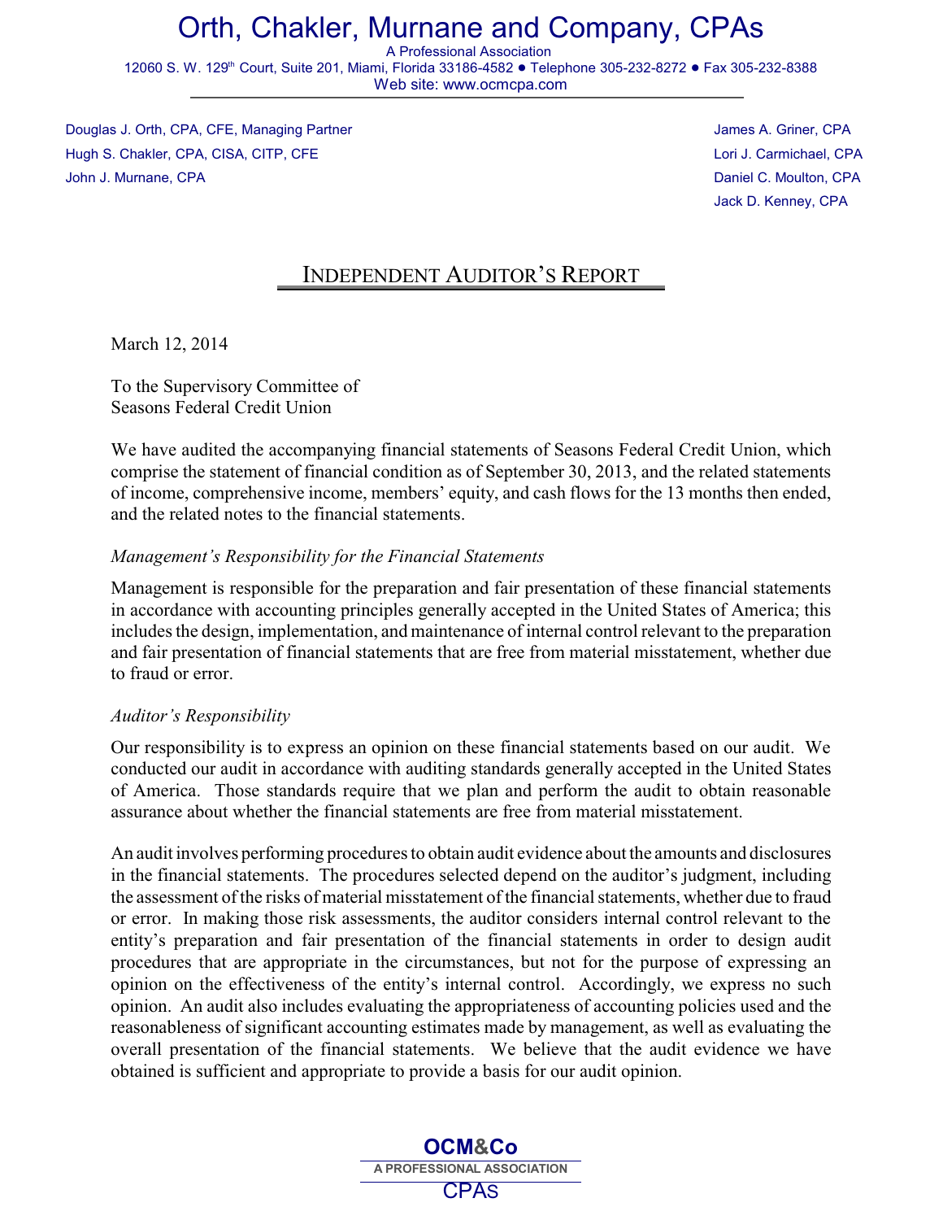# Orth, Chakler, Murnane and Company, CPAs

A Professional Association

12060 S. W. 129th Court, Suite 201, Miami, Florida 33186-4582 ● Telephone 305-232-8272 ● Fax 305-232-8388

Web site: www.ocmcpa.com

Douglas J. Orth, CPA, CFE, Managing Partner
Hugh S. Chakler, CPA, CISA, CITP, CFE
John J. Murnane, CPA

James A. Griner, CPA
Lori J. Carmichael, CPA
Daniel C. Moulton, CPA
Jack D. Kenney, CPA

## INDEPENDENT AUDITOR'S REPORT

March 12, 2014

To the Supervisory Committee of
Seasons Federal Credit Union

We have audited the accompanying financial statements of Seasons Federal Credit Union, which comprise the statement of financial condition as of September 30, 2013, and the related statements of income, comprehensive income, members' equity, and cash flows for the 13 months then ended, and the related notes to the financial statements.

*Management's Responsibility for the Financial Statements*

Management is responsible for the preparation and fair presentation of these financial statements in accordance with accounting principles generally accepted in the United States of America; this includes the design, implementation, and maintenance of internal control relevant to the preparation and fair presentation of financial statements that are free from material misstatement, whether due to fraud or error.

*Auditor's Responsibility*

Our responsibility is to express an opinion on these financial statements based on our audit. We conducted our audit in accordance with auditing standards generally accepted in the United States of America. Those standards require that we plan and perform the audit to obtain reasonable assurance about whether the financial statements are free from material misstatement.

An audit involves performing procedures to obtain audit evidence about the amounts and disclosures in the financial statements. The procedures selected depend on the auditor's judgment, including the assessment of the risks of material misstatement of the financial statements, whether due to fraud or error. In making those risk assessments, the auditor considers internal control relevant to the entity's preparation and fair presentation of the financial statements in order to design audit procedures that are appropriate in the circumstances, but not for the purpose of expressing an opinion on the effectiveness of the entity's internal control. Accordingly, we express no such opinion. An audit also includes evaluating the appropriateness of accounting policies used and the reasonableness of significant accounting estimates made by management, as well as evaluating the overall presentation of the financial statements. We believe that the audit evidence we have obtained is sufficient and appropriate to provide a basis for our audit opinion.

OCM&Co
A PROFESSIONAL ASSOCIATION
CPAs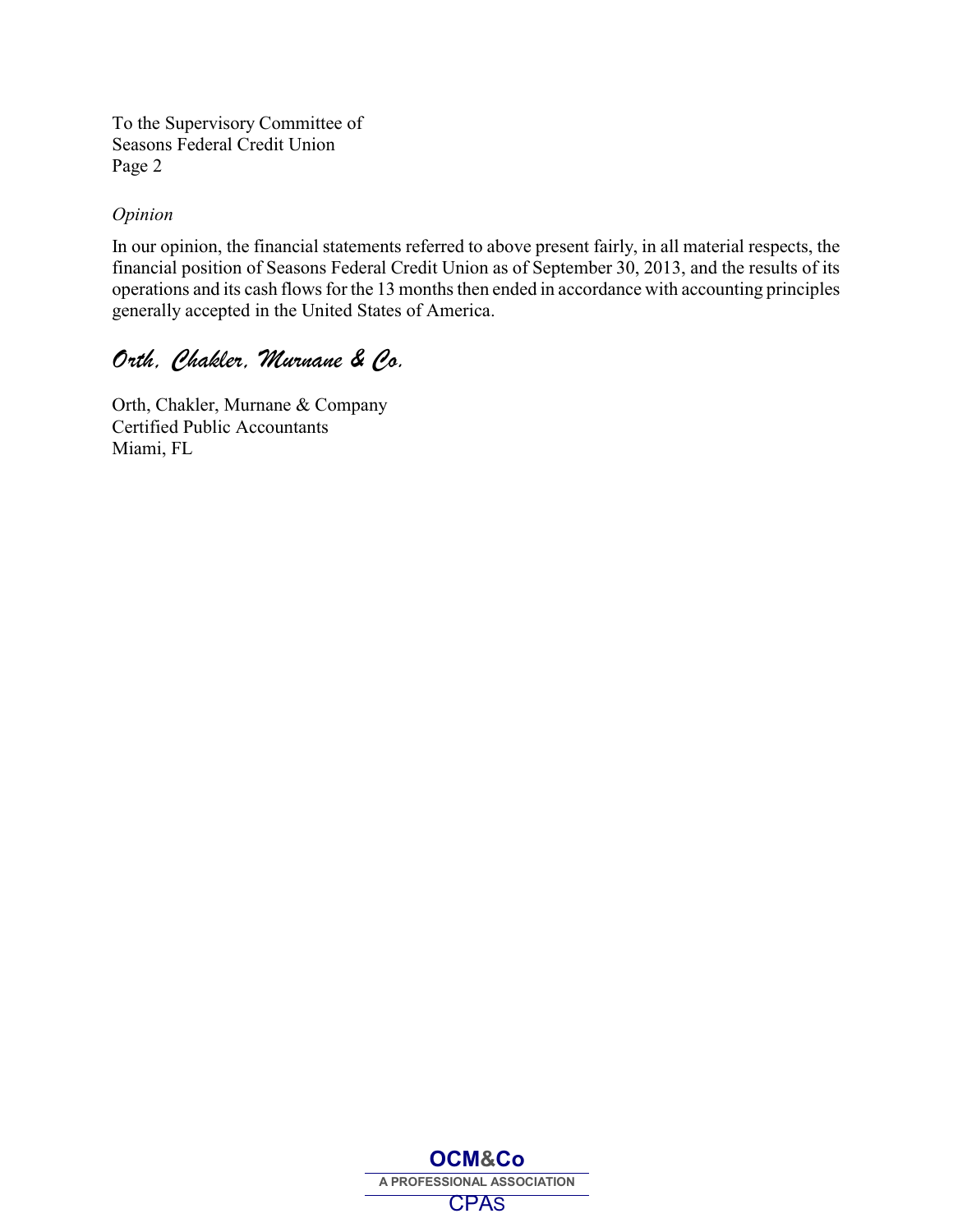To the Supervisory Committee of
Seasons Federal Credit Union

*Opinion*

In our opinion, the financial statements referred to above present fairly, in all material respects, the financial position of Seasons Federal Credit Union as of September 30, 2013, and the results of its operations and its cash flows for the 13 months then ended in accordance with accounting principles generally accepted in the United States of America.

*Orth, Chakler, Murnane & Co.*

Orth, Chakler, Murnane & Company
Certified Public Accountants
Miami, FL

**OCM&Co**
A PROFESSIONAL ASSOCIATION
CPAS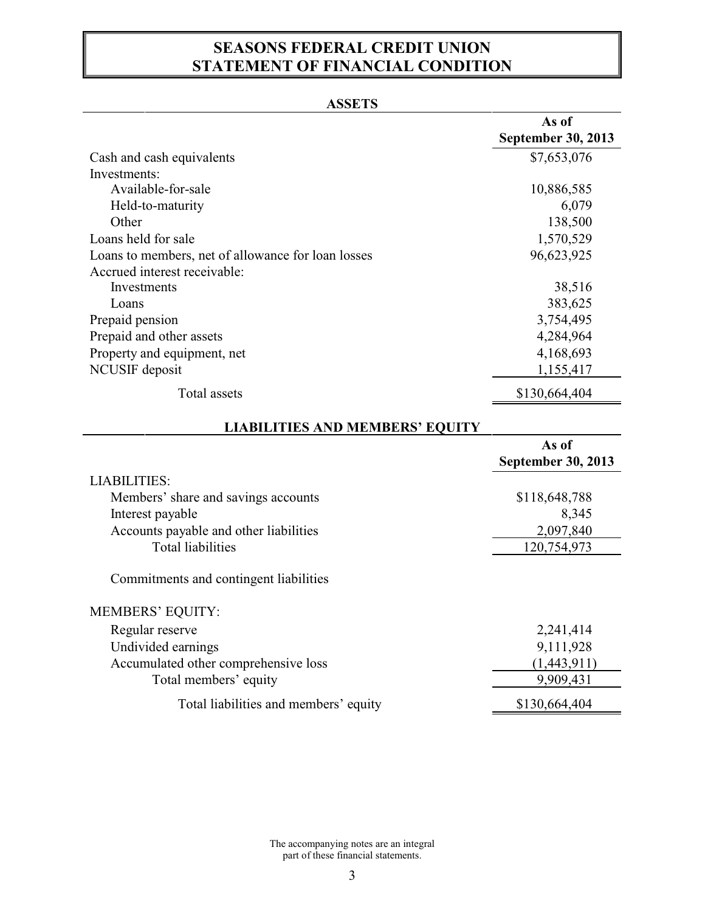# SEASONS FEDERAL CREDIT UNION
# STATEMENT OF FINANCIAL CONDITION

## ASSETS

| | As of September 30, 2013 |
|---|---|
| Cash and cash equivalents | $7,653,076 |
| Investments: | |
| Available-for-sale | 10,886,585 |
| Held-to-maturity | 6,079 |
| Other | 138,500 |
| Loans held for sale | 1,570,529 |
| Loans to members, net of allowance for loan losses | 96,623,925 |
| Accrued interest receivable: | |
| Investments | 38,516 |
| Loans | 383,625 |
| Prepaid pension | 3,754,495 |
| Prepaid and other assets | 4,284,964 |
| Property and equipment, net | 4,168,693 |
| NCUSIF deposit | 1,155,417 |
| Total assets | $130,664,404 |

## LIABILITIES AND MEMBERS' EQUITY

| | As of September 30, 2013 |
|---|---|
| LIABILITIES: | |
| Members' share and savings accounts | $118,648,788 |
| Interest payable | 8,345 |
| Accounts payable and other liabilities | 2,097,840 |
| Total liabilities | 120,754,973 |
| Commitments and contingent liabilities | |
| MEMBERS' EQUITY: | |
| Regular reserve | 2,241,414 |
| Undivided earnings | 9,111,928 |
| Accumulated other comprehensive loss | (1,443,911) |
| Total members' equity | 9,909,431 |
| Total liabilities and members' equity | $130,664,404 |

The accompanying notes are an integral part of these financial statements.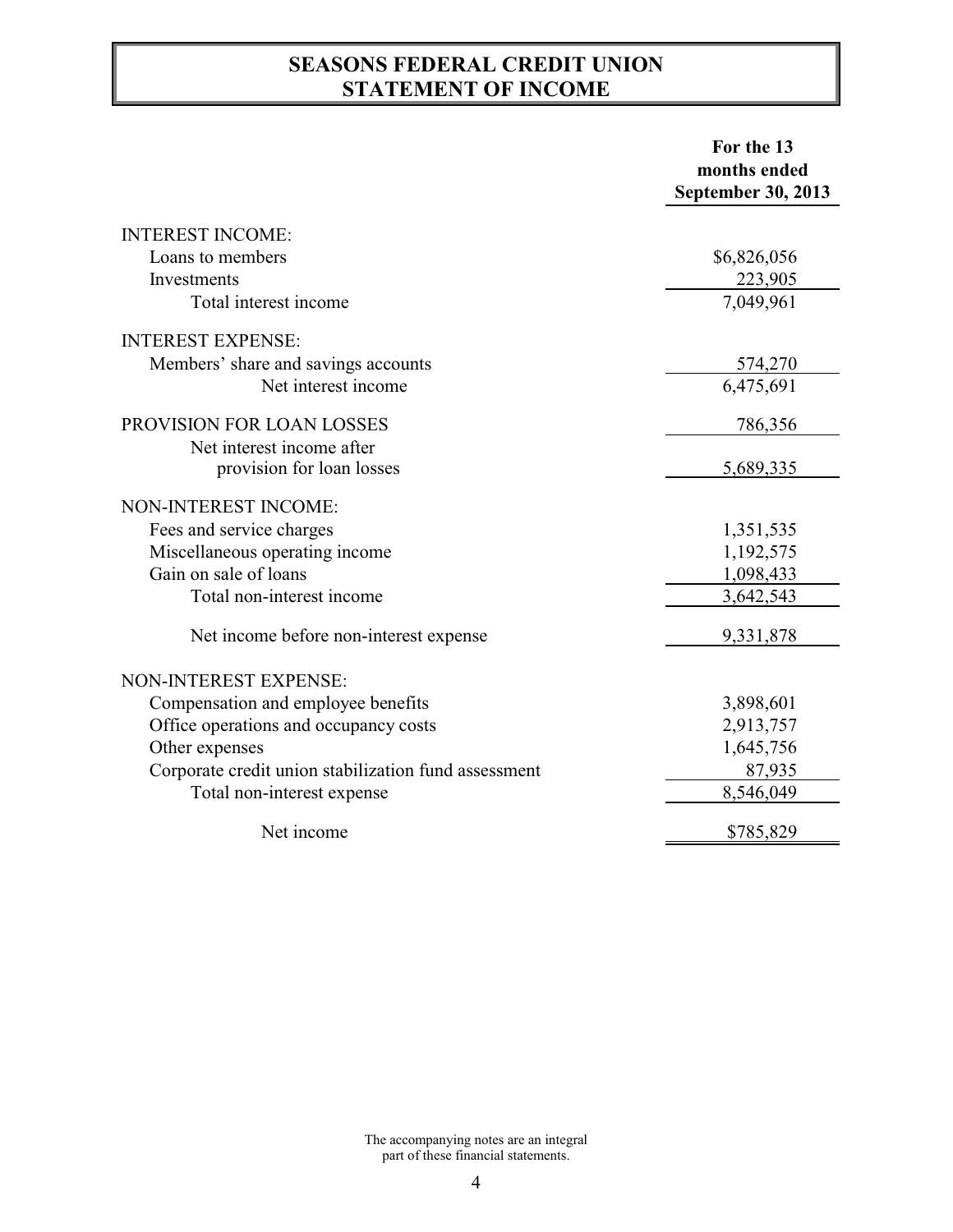# SEASONS FEDERAL CREDIT UNION
# STATEMENT OF INCOME

| | For the 13 months ended September 30, 2013 |
|---|---|
| INTEREST INCOME: | |
| Loans to members | $6,826,056 |
| Investments | 223,905 |
| Total interest income | 7,049,961 |
| INTEREST EXPENSE: | |
| Members' share and savings accounts | 574,270 |
| Net interest income | 6,475,691 |
| PROVISION FOR LOAN LOSSES | 786,356 |
| Net interest income after provision for loan losses | 5,689,335 |
| NON-INTEREST INCOME: | |
| Fees and service charges | 1,351,535 |
| Miscellaneous operating income | 1,192,575 |
| Gain on sale of loans | 1,098,433 |
| Total non-interest income | 3,642,543 |
| Net income before non-interest expense | 9,331,878 |
| NON-INTEREST EXPENSE: | |
| Compensation and employee benefits | 3,898,601 |
| Office operations and occupancy costs | 2,913,757 |
| Other expenses | 1,645,756 |
| Corporate credit union stabilization fund assessment | 87,935 |
| Total non-interest expense | 8,546,049 |
| Net income | $785,829 |

The accompanying notes are an integral part of these financial statements.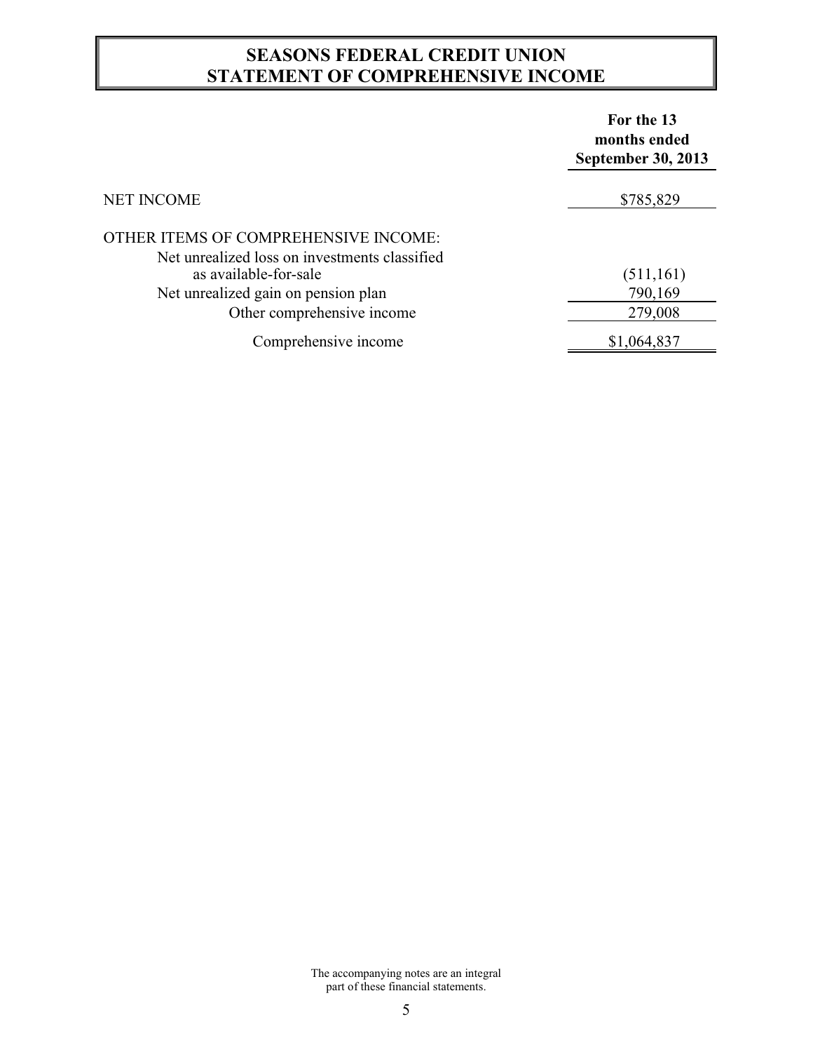# SEASONS FEDERAL CREDIT UNION
# STATEMENT OF COMPREHENSIVE INCOME

| | For the 13 months ended September 30, 2013 |
|---|---|
| NET INCOME | $785,829 |
| OTHER ITEMS OF COMPREHENSIVE INCOME: | |
| Net unrealized loss on investments classified as available-for-sale | (511,161) |
| Net unrealized gain on pension plan | 790,169 |
| Other comprehensive income | 279,008 |
| Comprehensive income | $1,064,837 |

The accompanying notes are an integral part of these financial statements.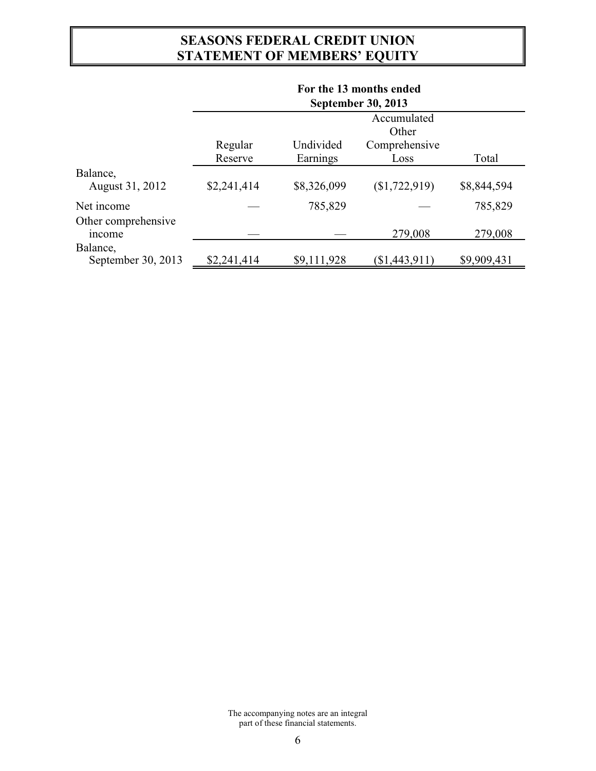# SEASONS FEDERAL CREDIT UNION
# STATEMENT OF MEMBERS' EQUITY

| | For the 13 months ended September 30, 2013 | | | |
|---|---|---|---|---|
| | Regular Reserve | Undivided Earnings | Accumulated Other Comprehensive Loss | Total |
| Balance, August 31, 2012 | $2,241,414 | $8,326,099 | ($1,722,919) | $8,844,594 |
| Net income | — | 785,829 | — | 785,829 |
| Other comprehensive income | — | — | 279,008 | 279,008 |
| Balance, September 30, 2013 | $2,241,414 | $9,111,928 | ($1,443,911) | $9,909,431 |

The accompanying notes are an integral part of these financial statements.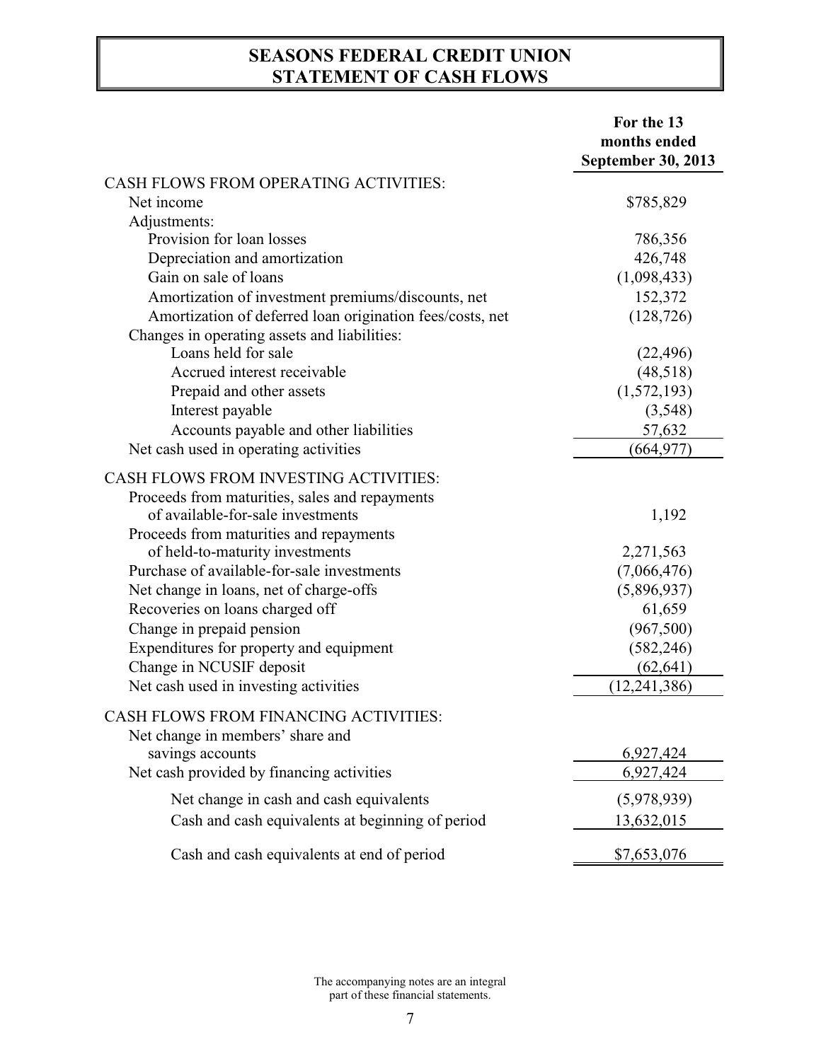# SEASONS FEDERAL CREDIT UNION
# STATEMENT OF CASH FLOWS

| | For the 13 months ended September 30, 2013 |
|---|---|
| CASH FLOWS FROM OPERATING ACTIVITIES: | |
| Net income | $785,829 |
| Adjustments: | |
| Provision for loan losses | 786,356 |
| Depreciation and amortization | 426,748 |
| Gain on sale of loans | (1,098,433) |
| Amortization of investment premiums/discounts, net | 152,372 |
| Amortization of deferred loan origination fees/costs, net | (128,726) |
| Changes in operating assets and liabilities: | |
| Loans held for sale | (22,496) |
| Accrued interest receivable | (48,518) |
| Prepaid and other assets | (1,572,193) |
| Interest payable | (3,548) |
| Accounts payable and other liabilities | 57,632 |
| Net cash used in operating activities | (664,977) |
| CASH FLOWS FROM INVESTING ACTIVITIES: | |
| Proceeds from maturities, sales and repayments of available-for-sale investments | 1,192 |
| Proceeds from maturities and repayments of held-to-maturity investments | 2,271,563 |
| Purchase of available-for-sale investments | (7,066,476) |
| Net change in loans, net of charge-offs | (5,896,937) |
| Recoveries on loans charged off | 61,659 |
| Change in prepaid pension | (967,500) |
| Expenditures for property and equipment | (582,246) |
| Change in NCUSIF deposit | (62,641) |
| Net cash used in investing activities | (12,241,386) |
| CASH FLOWS FROM FINANCING ACTIVITIES: | |
| Net change in members' share and savings accounts | 6,927,424 |
| Net cash provided by financing activities | 6,927,424 |
| Net change in cash and cash equivalents | (5,978,939) |
| Cash and cash equivalents at beginning of period | 13,632,015 |
| Cash and cash equivalents at end of period | $7,653,076 |

The accompanying notes are an integral part of these financial statements.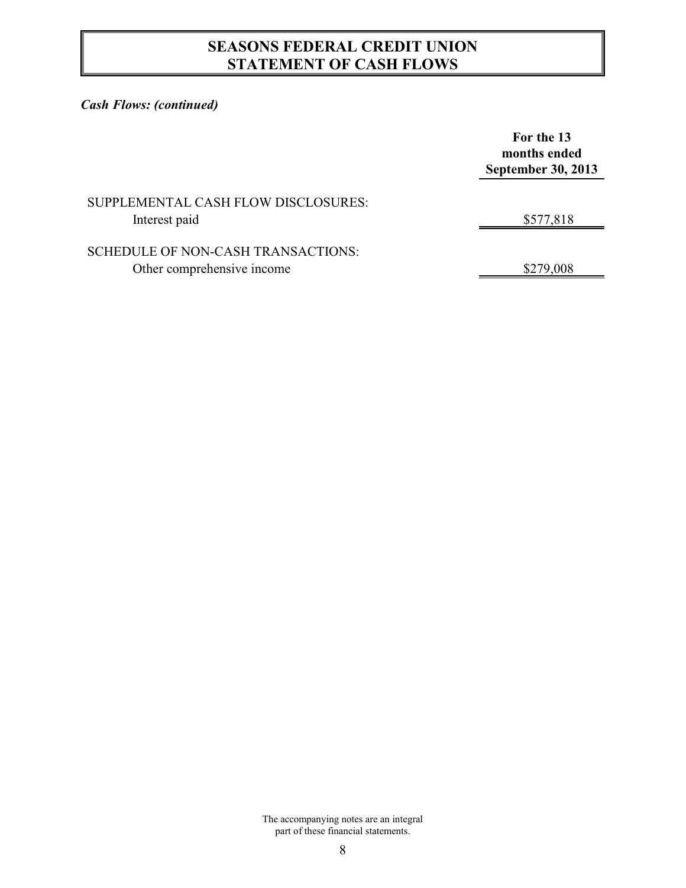# SEASONS FEDERAL CREDIT UNION
# STATEMENT OF CASH FLOWS

***Cash Flows: (continued)***

| | For the 13 months ended September 30, 2013 |
|---|---|
| SUPPLEMENTAL CASH FLOW DISCLOSURES: | |
| Interest paid | \$577,818 |
| SCHEDULE OF NON-CASH TRANSACTIONS: | |
| Other comprehensive income | \$279,008 |

The accompanying notes are an integral part of these financial statements.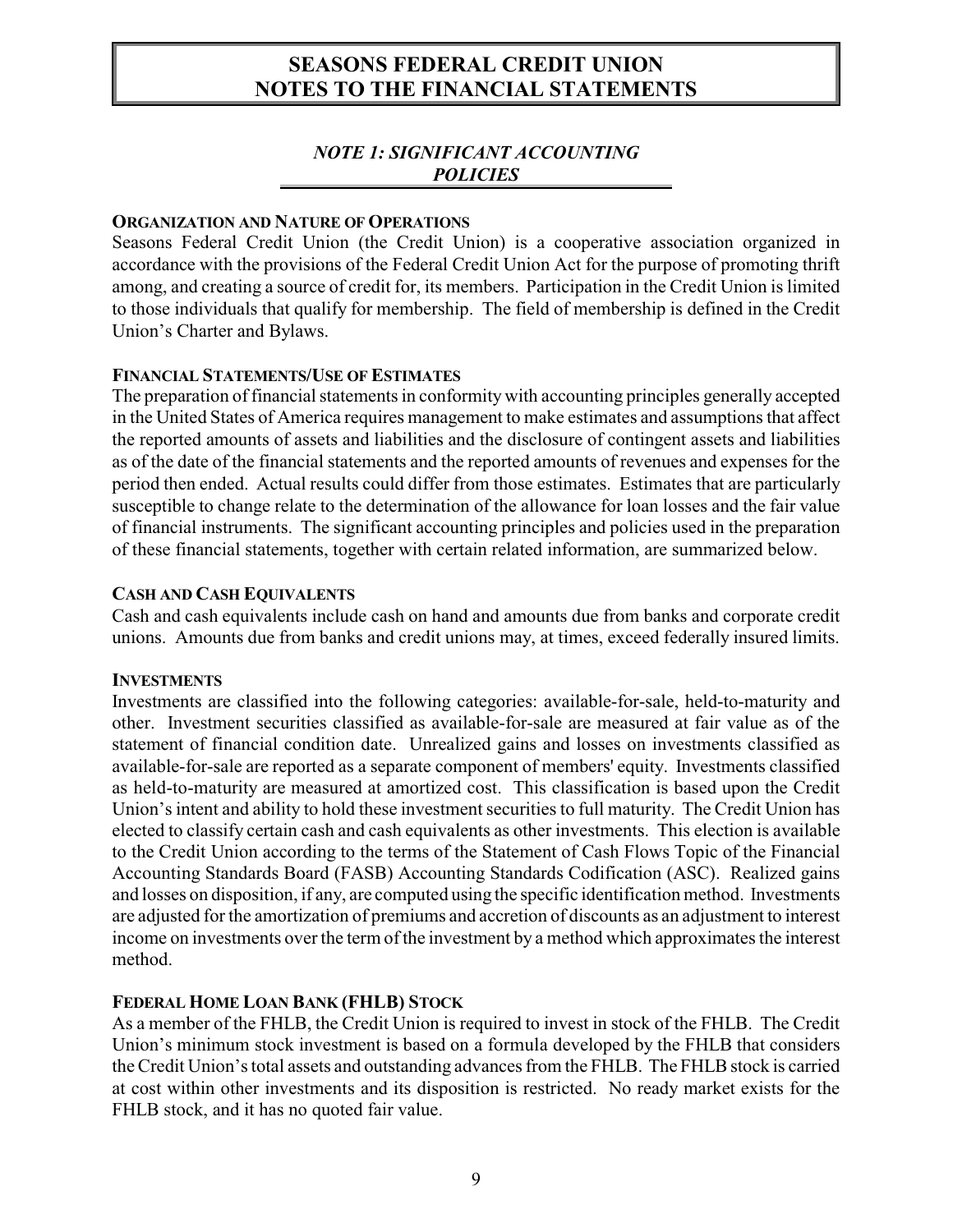# SEASONS FEDERAL CREDIT UNION
# NOTES TO THE FINANCIAL STATEMENTS

## *NOTE 1: SIGNIFICANT ACCOUNTING POLICIES*

### ORGANIZATION AND NATURE OF OPERATIONS

Seasons Federal Credit Union (the Credit Union) is a cooperative association organized in accordance with the provisions of the Federal Credit Union Act for the purpose of promoting thrift among, and creating a source of credit for, its members. Participation in the Credit Union is limited to those individuals that qualify for membership. The field of membership is defined in the Credit Union's Charter and Bylaws.

### FINANCIAL STATEMENTS/USE OF ESTIMATES

The preparation of financial statements in conformity with accounting principles generally accepted in the United States of America requires management to make estimates and assumptions that affect the reported amounts of assets and liabilities and the disclosure of contingent assets and liabilities as of the date of the financial statements and the reported amounts of revenues and expenses for the period then ended. Actual results could differ from those estimates. Estimates that are particularly susceptible to change relate to the determination of the allowance for loan losses and the fair value of financial instruments. The significant accounting principles and policies used in the preparation of these financial statements, together with certain related information, are summarized below.

### CASH AND CASH EQUIVALENTS

Cash and cash equivalents include cash on hand and amounts due from banks and corporate credit unions. Amounts due from banks and credit unions may, at times, exceed federally insured limits.

### INVESTMENTS

Investments are classified into the following categories: available-for-sale, held-to-maturity and other. Investment securities classified as available-for-sale are measured at fair value as of the statement of financial condition date. Unrealized gains and losses on investments classified as available-for-sale are reported as a separate component of members' equity. Investments classified as held-to-maturity are measured at amortized cost. This classification is based upon the Credit Union's intent and ability to hold these investment securities to full maturity. The Credit Union has elected to classify certain cash and cash equivalents as other investments. This election is available to the Credit Union according to the terms of the Statement of Cash Flows Topic of the Financial Accounting Standards Board (FASB) Accounting Standards Codification (ASC). Realized gains and losses on disposition, if any, are computed using the specific identification method. Investments are adjusted for the amortization of premiums and accretion of discounts as an adjustment to interest income on investments over the term of the investment by a method which approximates the interest method.

### FEDERAL HOME LOAN BANK (FHLB) STOCK

As a member of the FHLB, the Credit Union is required to invest in stock of the FHLB. The Credit Union's minimum stock investment is based on a formula developed by the FHLB that considers the Credit Union's total assets and outstanding advances from the FHLB. The FHLB stock is carried at cost within other investments and its disposition is restricted. No ready market exists for the FHLB stock, and it has no quoted fair value.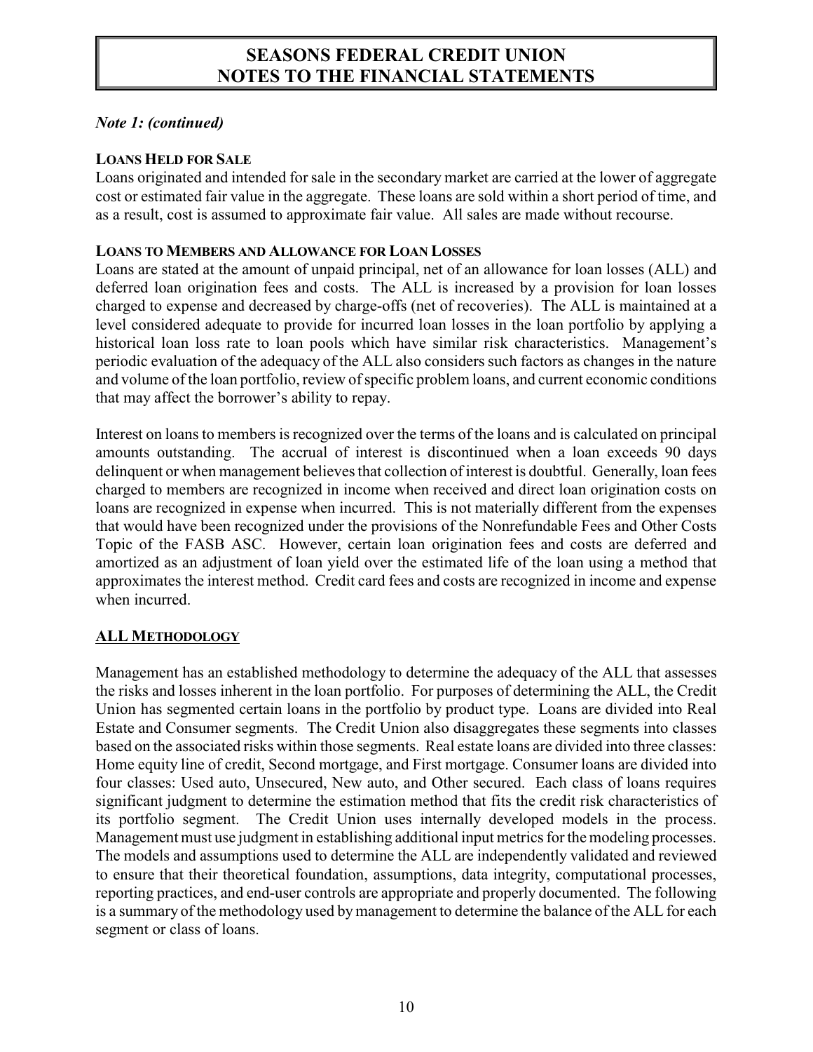*Note 1: (continued)*

**LOANS HELD FOR SALE**

Loans originated and intended for sale in the secondary market are carried at the lower of aggregate cost or estimated fair value in the aggregate. These loans are sold within a short period of time, and as a result, cost is assumed to approximate fair value. All sales are made without recourse.

**LOANS TO MEMBERS AND ALLOWANCE FOR LOAN LOSSES**

Loans are stated at the amount of unpaid principal, net of an allowance for loan losses (ALL) and deferred loan origination fees and costs. The ALL is increased by a provision for loan losses charged to expense and decreased by charge-offs (net of recoveries). The ALL is maintained at a level considered adequate to provide for incurred loan losses in the loan portfolio by applying a historical loan loss rate to loan pools which have similar risk characteristics. Management's periodic evaluation of the adequacy of the ALL also considers such factors as changes in the nature and volume of the loan portfolio, review of specific problem loans, and current economic conditions that may affect the borrower's ability to repay.

Interest on loans to members is recognized over the terms of the loans and is calculated on principal amounts outstanding. The accrual of interest is discontinued when a loan exceeds 90 days delinquent or when management believes that collection of interest is doubtful. Generally, loan fees charged to members are recognized in income when received and direct loan origination costs on loans are recognized in expense when incurred. This is not materially different from the expenses that would have been recognized under the provisions of the Nonrefundable Fees and Other Costs Topic of the FASB ASC. However, certain loan origination fees and costs are deferred and amortized as an adjustment of loan yield over the estimated life of the loan using a method that approximates the interest method. Credit card fees and costs are recognized in income and expense when incurred.

**ALL METHODOLOGY**

Management has an established methodology to determine the adequacy of the ALL that assesses the risks and losses inherent in the loan portfolio. For purposes of determining the ALL, the Credit Union has segmented certain loans in the portfolio by product type. Loans are divided into Real Estate and Consumer segments. The Credit Union also disaggregates these segments into classes based on the associated risks within those segments. Real estate loans are divided into three classes: Home equity line of credit, Second mortgage, and First mortgage. Consumer loans are divided into four classes: Used auto, Unsecured, New auto, and Other secured. Each class of loans requires significant judgment to determine the estimation method that fits the credit risk characteristics of its portfolio segment. The Credit Union uses internally developed models in the process. Management must use judgment in establishing additional input metrics for the modeling processes. The models and assumptions used to determine the ALL are independently validated and reviewed to ensure that their theoretical foundation, assumptions, data integrity, computational processes, reporting practices, and end-user controls are appropriate and properly documented. The following is a summary of the methodology used by management to determine the balance of the ALL for each segment or class of loans.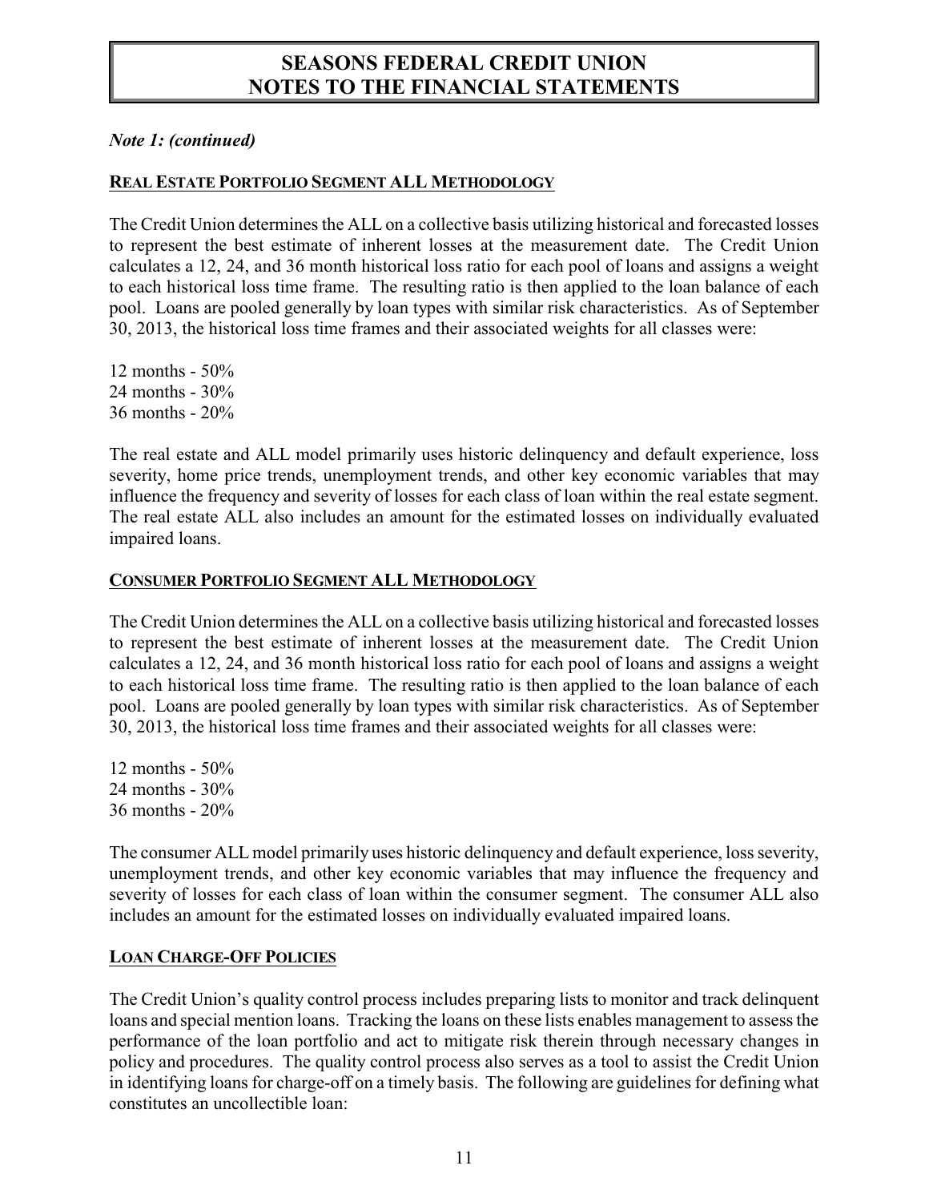# SEASONS FEDERAL CREDIT UNION
# NOTES TO THE FINANCIAL STATEMENTS

***Note 1: (continued)***

**REAL ESTATE PORTFOLIO SEGMENT ALL METHODOLOGY**

The Credit Union determines the ALL on a collective basis utilizing historical and forecasted losses to represent the best estimate of inherent losses at the measurement date. The Credit Union calculates a 12, 24, and 36 month historical loss ratio for each pool of loans and assigns a weight to each historical loss time frame. The resulting ratio is then applied to the loan balance of each pool. Loans are pooled generally by loan types with similar risk characteristics. As of September 30, 2013, the historical loss time frames and their associated weights for all classes were:

12 months - 50%
24 months - 30%
36 months - 20%

The real estate and ALL model primarily uses historic delinquency and default experience, loss severity, home price trends, unemployment trends, and other key economic variables that may influence the frequency and severity of losses for each class of loan within the real estate segment. The real estate ALL also includes an amount for the estimated losses on individually evaluated impaired loans.

**CONSUMER PORTFOLIO SEGMENT ALL METHODOLOGY**

The Credit Union determines the ALL on a collective basis utilizing historical and forecasted losses to represent the best estimate of inherent losses at the measurement date. The Credit Union calculates a 12, 24, and 36 month historical loss ratio for each pool of loans and assigns a weight to each historical loss time frame. The resulting ratio is then applied to the loan balance of each pool. Loans are pooled generally by loan types with similar risk characteristics. As of September 30, 2013, the historical loss time frames and their associated weights for all classes were:

12 months - 50%
24 months - 30%
36 months - 20%

The consumer ALL model primarily uses historic delinquency and default experience, loss severity, unemployment trends, and other key economic variables that may influence the frequency and severity of losses for each class of loan within the consumer segment. The consumer ALL also includes an amount for the estimated losses on individually evaluated impaired loans.

**LOAN CHARGE-OFF POLICIES**

The Credit Union's quality control process includes preparing lists to monitor and track delinquent loans and special mention loans. Tracking the loans on these lists enables management to assess the performance of the loan portfolio and act to mitigate risk therein through necessary changes in policy and procedures. The quality control process also serves as a tool to assist the Credit Union in identifying loans for charge-off on a timely basis. The following are guidelines for defining what constitutes an uncollectible loan: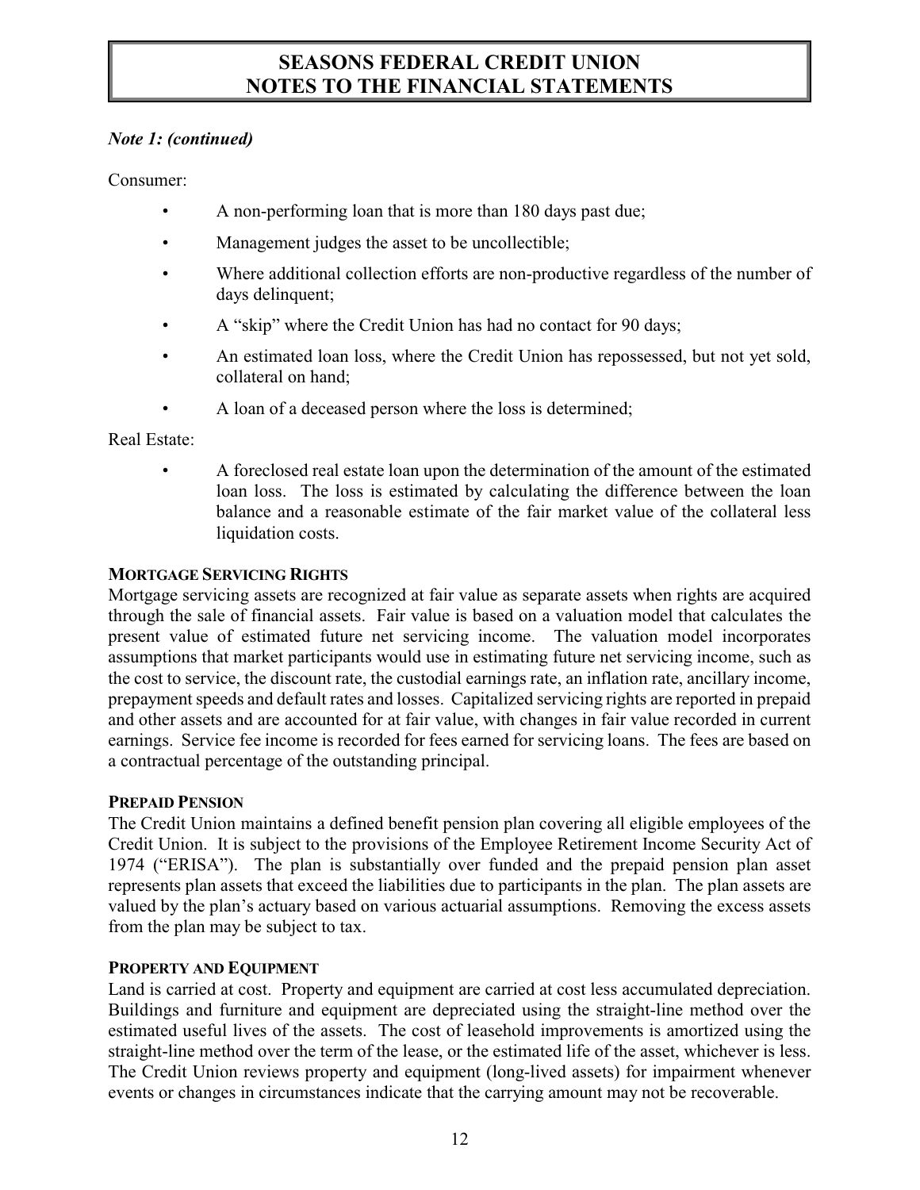*Note 1: (continued)*

Consumer:

- A non-performing loan that is more than 180 days past due;
- Management judges the asset to be uncollectible;
- Where additional collection efforts are non-productive regardless of the number of days delinquent;
- A "skip" where the Credit Union has had no contact for 90 days;
- An estimated loan loss, where the Credit Union has repossessed, but not yet sold, collateral on hand;
- A loan of a deceased person where the loss is determined;

Real Estate:

- A foreclosed real estate loan upon the determination of the amount of the estimated loan loss. The loss is estimated by calculating the difference between the loan balance and a reasonable estimate of the fair market value of the collateral less liquidation costs.

**MORTGAGE SERVICING RIGHTS**

Mortgage servicing assets are recognized at fair value as separate assets when rights are acquired through the sale of financial assets. Fair value is based on a valuation model that calculates the present value of estimated future net servicing income. The valuation model incorporates assumptions that market participants would use in estimating future net servicing income, such as the cost to service, the discount rate, the custodial earnings rate, an inflation rate, ancillary income, prepayment speeds and default rates and losses. Capitalized servicing rights are reported in prepaid and other assets and are accounted for at fair value, with changes in fair value recorded in current earnings. Service fee income is recorded for fees earned for servicing loans. The fees are based on a contractual percentage of the outstanding principal.

**PREPAID PENSION**

The Credit Union maintains a defined benefit pension plan covering all eligible employees of the Credit Union. It is subject to the provisions of the Employee Retirement Income Security Act of 1974 ("ERISA"). The plan is substantially over funded and the prepaid pension plan asset represents plan assets that exceed the liabilities due to participants in the plan. The plan assets are valued by the plan's actuary based on various actuarial assumptions. Removing the excess assets from the plan may be subject to tax.

**PROPERTY AND EQUIPMENT**

Land is carried at cost. Property and equipment are carried at cost less accumulated depreciation. Buildings and furniture and equipment are depreciated using the straight-line method over the estimated useful lives of the assets. The cost of leasehold improvements is amortized using the straight-line method over the term of the lease, or the estimated life of the asset, whichever is less. The Credit Union reviews property and equipment (long-lived assets) for impairment whenever events or changes in circumstances indicate that the carrying amount may not be recoverable.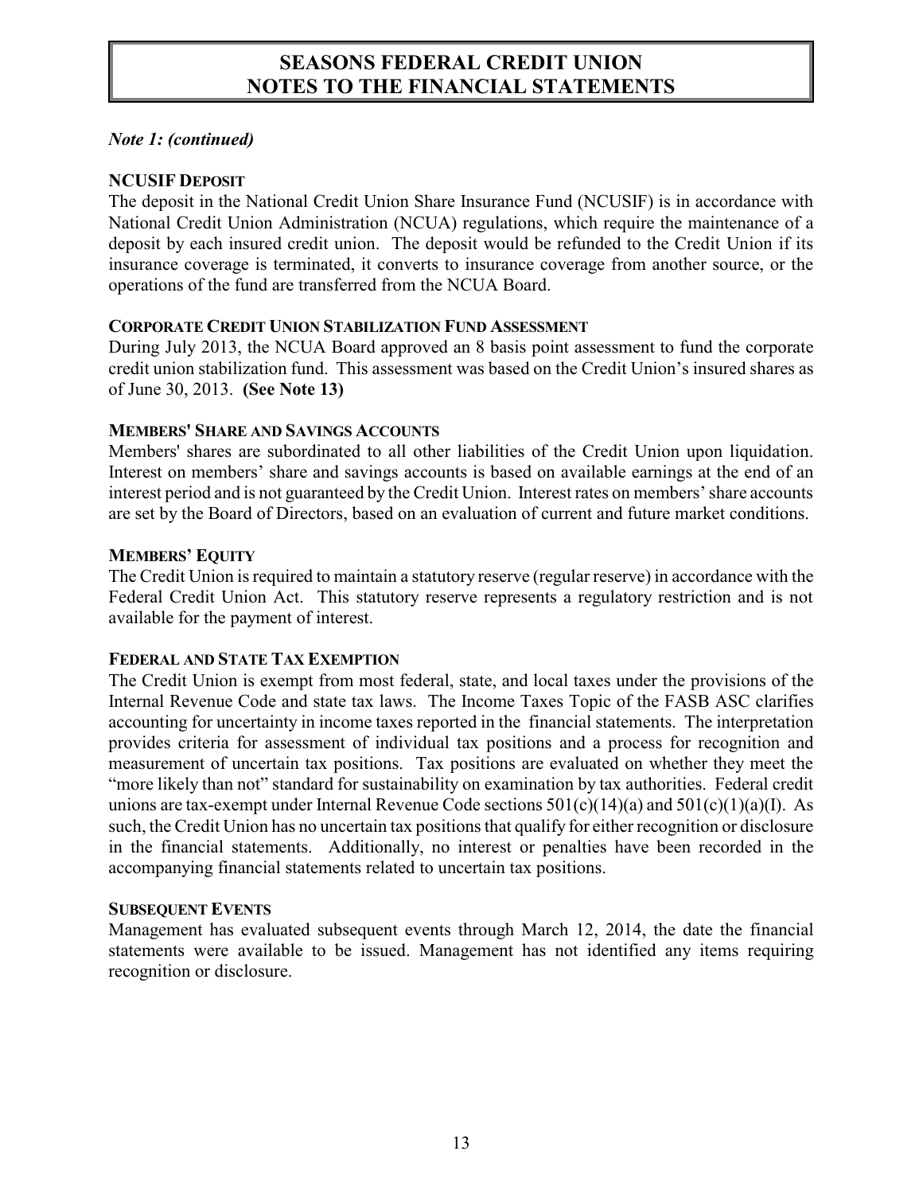# SEASONS FEDERAL CREDIT UNION
# NOTES TO THE FINANCIAL STATEMENTS

*Note 1: (continued)*

**NCUSIF DEPOSIT**

The deposit in the National Credit Union Share Insurance Fund (NCUSIF) is in accordance with National Credit Union Administration (NCUA) regulations, which require the maintenance of a deposit by each insured credit union. The deposit would be refunded to the Credit Union if its insurance coverage is terminated, it converts to insurance coverage from another source, or the operations of the fund are transferred from the NCUA Board.

**CORPORATE CREDIT UNION STABILIZATION FUND ASSESSMENT**

During July 2013, the NCUA Board approved an 8 basis point assessment to fund the corporate credit union stabilization fund. This assessment was based on the Credit Union's insured shares as of June 30, 2013. **(See Note 13)**

**MEMBERS' SHARE AND SAVINGS ACCOUNTS**

Members' shares are subordinated to all other liabilities of the Credit Union upon liquidation. Interest on members' share and savings accounts is based on available earnings at the end of an interest period and is not guaranteed by the Credit Union. Interest rates on members' share accounts are set by the Board of Directors, based on an evaluation of current and future market conditions.

**MEMBERS' EQUITY**

The Credit Union is required to maintain a statutory reserve (regular reserve) in accordance with the Federal Credit Union Act. This statutory reserve represents a regulatory restriction and is not available for the payment of interest.

**FEDERAL AND STATE TAX EXEMPTION**

The Credit Union is exempt from most federal, state, and local taxes under the provisions of the Internal Revenue Code and state tax laws. The Income Taxes Topic of the FASB ASC clarifies accounting for uncertainty in income taxes reported in the financial statements. The interpretation provides criteria for assessment of individual tax positions and a process for recognition and measurement of uncertain tax positions. Tax positions are evaluated on whether they meet the "more likely than not" standard for sustainability on examination by tax authorities. Federal credit unions are tax-exempt under Internal Revenue Code sections 501(c)(14)(a) and 501(c)(1)(a)(I). As such, the Credit Union has no uncertain tax positions that qualify for either recognition or disclosure in the financial statements. Additionally, no interest or penalties have been recorded in the accompanying financial statements related to uncertain tax positions.

**SUBSEQUENT EVENTS**

Management has evaluated subsequent events through March 12, 2014, the date the financial statements were available to be issued. Management has not identified any items requiring recognition or disclosure.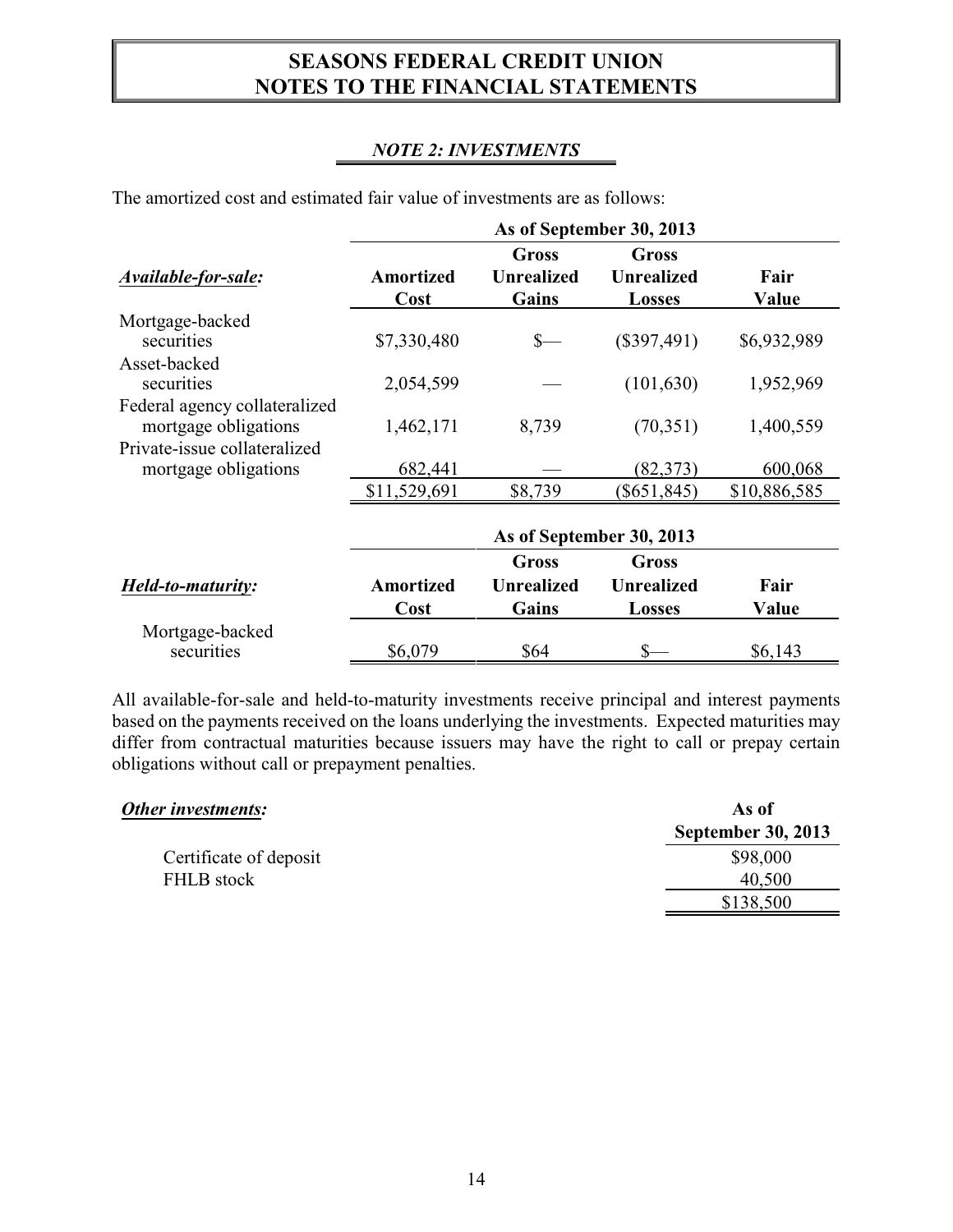# SEASONS FEDERAL CREDIT UNION
# NOTES TO THE FINANCIAL STATEMENTS

## *NOTE 2: INVESTMENTS*

The amortized cost and estimated fair value of investments are as follows:

| | As of September 30, 2013 | | | |
|---|---|---|---|---|
| ***Available-for-sale:*** | **Amortized Cost** | **Gross Unrealized Gains** | **Gross Unrealized Losses** | **Fair Value** |
| Mortgage-backed securities | $7,330,480 | $— | ($397,491) | $6,932,989 |
| Asset-backed securities | 2,054,599 | — | (101,630) | 1,952,969 |
| Federal agency collateralized mortgage obligations | 1,462,171 | 8,739 | (70,351) | 1,400,559 |
| Private-issue collateralized mortgage obligations | 682,441 | — | (82,373) | 600,068 |
| | $11,529,691 | $8,739 | ($651,845) | $10,886,585 |

| | As of September 30, 2013 | | | |
|---|---|---|---|---|
| ***Held-to-maturity:*** | **Amortized Cost** | **Gross Unrealized Gains** | **Gross Unrealized Losses** | **Fair Value** |
| Mortgage-backed securities | $6,079 | $64 | $— | $6,143 |

All available-for-sale and held-to-maturity investments receive principal and interest payments based on the payments received on the loans underlying the investments. Expected maturities may differ from contractual maturities because issuers may have the right to call or prepay certain obligations without call or prepayment penalties.

| ***Other investments:*** | **As of September 30, 2013** |
|---|---|
| Certificate of deposit | $98,000 |
| FHLB stock | 40,500 |
| | $138,500 |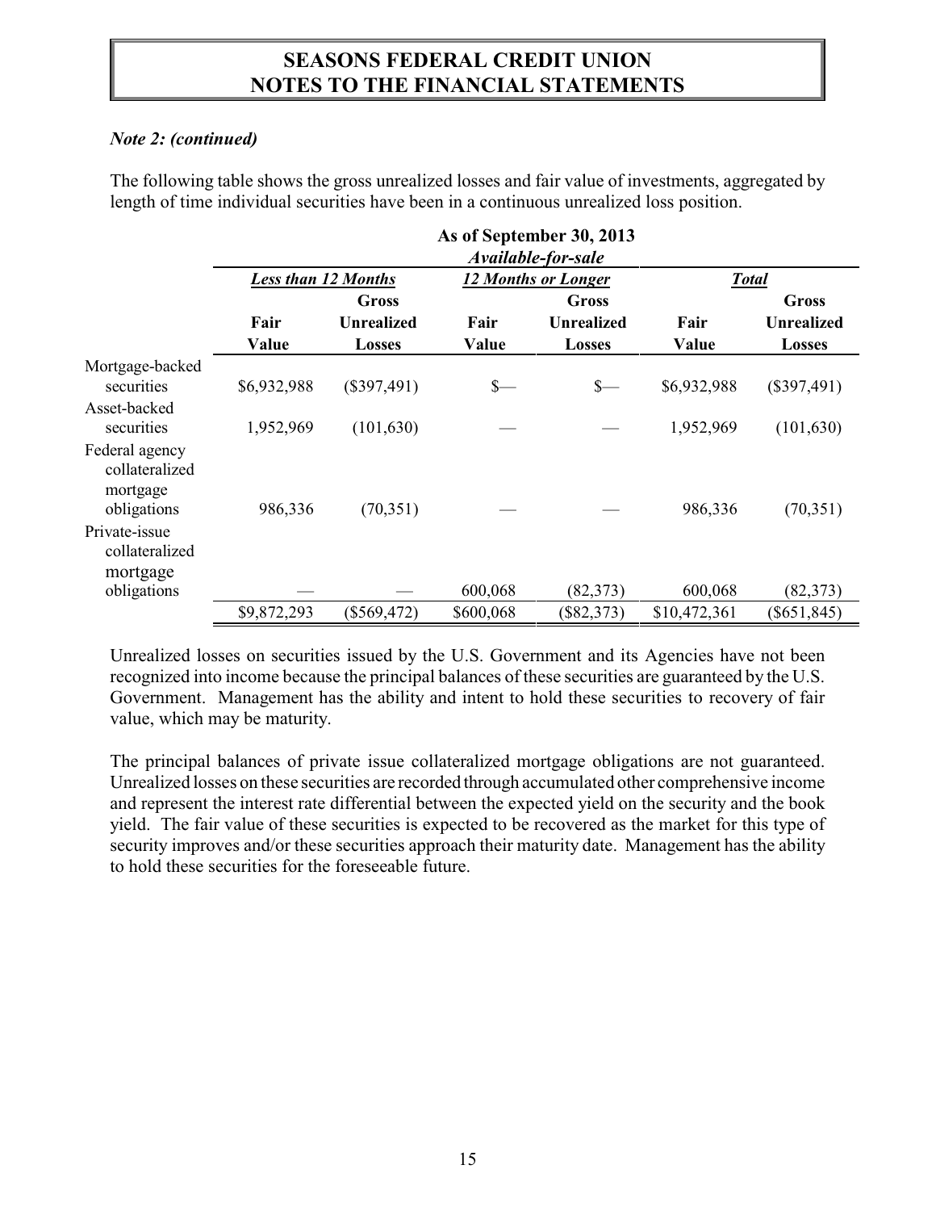*Note 2: (continued)*

The following table shows the gross unrealized losses and fair value of investments, aggregated by length of time individual securities have been in a continuous unrealized loss position.

| | As of September 30, 2013 *Available-for-sale* | | | | | |
|---|---|---|---|---|---|---|
| | ***Less than 12 Months*** | | ***12 Months or Longer*** | | ***Total*** | |
| | **Fair Value** | **Gross Unrealized Losses** | **Fair Value** | **Gross Unrealized Losses** | **Fair Value** | **Gross Unrealized Losses** |
| Mortgage-backed securities | $6,932,988 | ($397,491) | $— | $— | $6,932,988 | ($397,491) |
| Asset-backed securities | 1,952,969 | (101,630) | — | — | 1,952,969 | (101,630) |
| Federal agency collateralized mortgage obligations | 986,336 | (70,351) | — | — | 986,336 | (70,351) |
| Private-issue collateralized mortgage obligations | — | — | 600,068 | (82,373) | 600,068 | (82,373) |
| | $9,872,293 | ($569,472) | $600,068 | ($82,373) | $10,472,361 | ($651,845) |

Unrealized losses on securities issued by the U.S. Government and its Agencies have not been recognized into income because the principal balances of these securities are guaranteed by the U.S. Government. Management has the ability and intent to hold these securities to recovery of fair value, which may be maturity.

The principal balances of private issue collateralized mortgage obligations are not guaranteed. Unrealized losses on these securities are recorded through accumulated other comprehensive income and represent the interest rate differential between the expected yield on the security and the book yield. The fair value of these securities is expected to be recovered as the market for this type of security improves and/or these securities approach their maturity date. Management has the ability to hold these securities for the foreseeable future.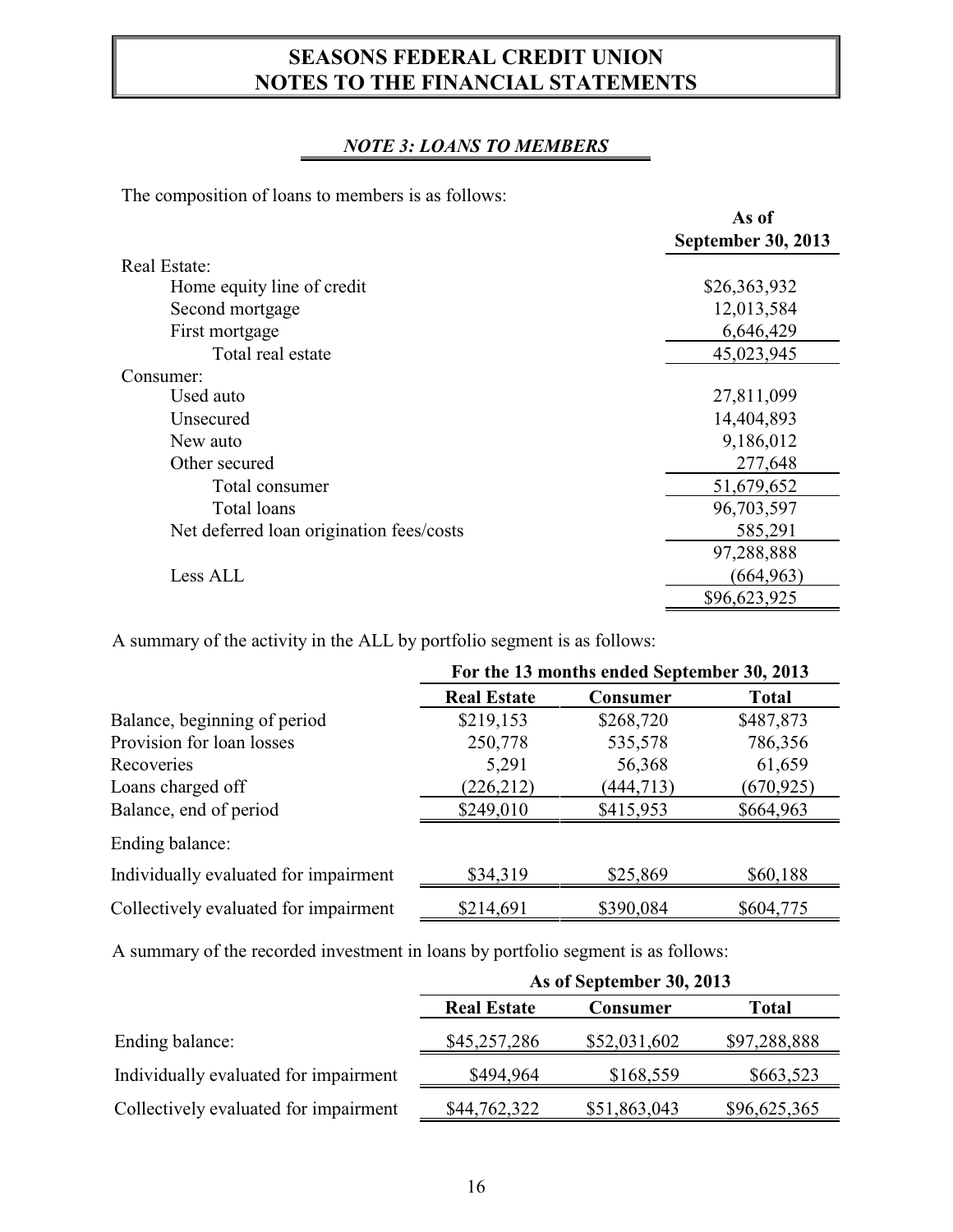# SEASONS FEDERAL CREDIT UNION
# NOTES TO THE FINANCIAL STATEMENTS

## *NOTE 3: LOANS TO MEMBERS*

The composition of loans to members is as follows:

| | As of September 30, 2013 |
|---|---|
| Real Estate: | |
| Home equity line of credit | $26,363,932 |
| Second mortgage | 12,013,584 |
| First mortgage | 6,646,429 |
| Total real estate | 45,023,945 |
| Consumer: | |
| Used auto | 27,811,099 |
| Unsecured | 14,404,893 |
| New auto | 9,186,012 |
| Other secured | 277,648 |
| Total consumer | 51,679,652 |
| Total loans | 96,703,597 |
| Net deferred loan origination fees/costs | 585,291 |
| | 97,288,888 |
| Less ALL | (664,963) |
| | $96,623,925 |

A summary of the activity in the ALL by portfolio segment is as follows:

| | For the 13 months ended September 30, 2013 | | |
|---|---|---|---|
| | Real Estate | Consumer | Total |
| Balance, beginning of period | $219,153 | $268,720 | $487,873 |
| Provision for loan losses | 250,778 | 535,578 | 786,356 |
| Recoveries | 5,291 | 56,368 | 61,659 |
| Loans charged off | (226,212) | (444,713) | (670,925) |
| Balance, end of period | $249,010 | $415,953 | $664,963 |
| Ending balance: | | | |
| Individually evaluated for impairment | $34,319 | $25,869 | $60,188 |
| Collectively evaluated for impairment | $214,691 | $390,084 | $604,775 |

A summary of the recorded investment in loans by portfolio segment is as follows:

| | As of September 30, 2013 | | |
|---|---|---|---|
| | Real Estate | Consumer | Total |
| Ending balance: | $45,257,286 | $52,031,602 | $97,288,888 |
| Individually evaluated for impairment | $494,964 | $168,559 | $663,523 |
| Collectively evaluated for impairment | $44,762,322 | $51,863,043 | $96,625,365 |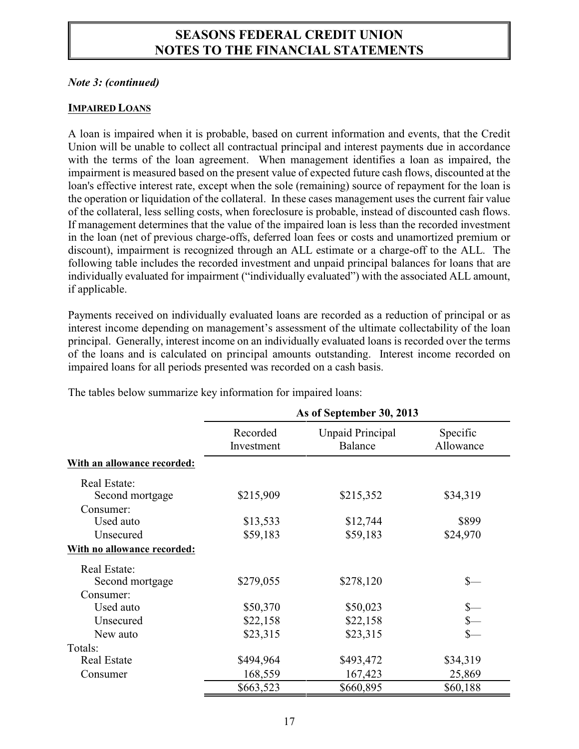*Note 3: (continued)*

**IMPAIRED LOANS**

A loan is impaired when it is probable, based on current information and events, that the Credit Union will be unable to collect all contractual principal and interest payments due in accordance with the terms of the loan agreement. When management identifies a loan as impaired, the impairment is measured based on the present value of expected future cash flows, discounted at the loan's effective interest rate, except when the sole (remaining) source of repayment for the loan is the operation or liquidation of the collateral. In these cases management uses the current fair value of the collateral, less selling costs, when foreclosure is probable, instead of discounted cash flows. If management determines that the value of the impaired loan is less than the recorded investment in the loan (net of previous charge-offs, deferred loan fees or costs and unamortized premium or discount), impairment is recognized through an ALL estimate or a charge-off to the ALL. The following table includes the recorded investment and unpaid principal balances for loans that are individually evaluated for impairment ("individually evaluated") with the associated ALL amount, if applicable.

Payments received on individually evaluated loans are recorded as a reduction of principal or as interest income depending on management's assessment of the ultimate collectability of the loan principal. Generally, interest income on an individually evaluated loans is recorded over the terms of the loans and is calculated on principal amounts outstanding. Interest income recorded on impaired loans for all periods presented was recorded on a cash basis.

The tables below summarize key information for impaired loans:

| | As of September 30, 2013 | | |
|---|---|---|---|
| | Recorded Investment | Unpaid Principal Balance | Specific Allowance |
| **With an allowance recorded:** | | | |
| Real Estate: | | | |
| Second mortgage | $215,909 | $215,352 | $34,319 |
| Consumer: | | | |
| Used auto | $13,533 | $12,744 | $899 |
| Unsecured | $59,183 | $59,183 | $24,970 |
| **With no allowance recorded:** | | | |
| Real Estate: | | | |
| Second mortgage | $279,055 | $278,120 | $— |
| Consumer: | | | |
| Used auto | $50,370 | $50,023 | $— |
| Unsecured | $22,158 | $22,158 | $— |
| New auto | $23,315 | $23,315 | $— |
| Totals: | | | |
| Real Estate | $494,964 | $493,472 | $34,319 |
| Consumer | 168,559 | 167,423 | 25,869 |
| | $663,523 | $660,895 | $60,188 |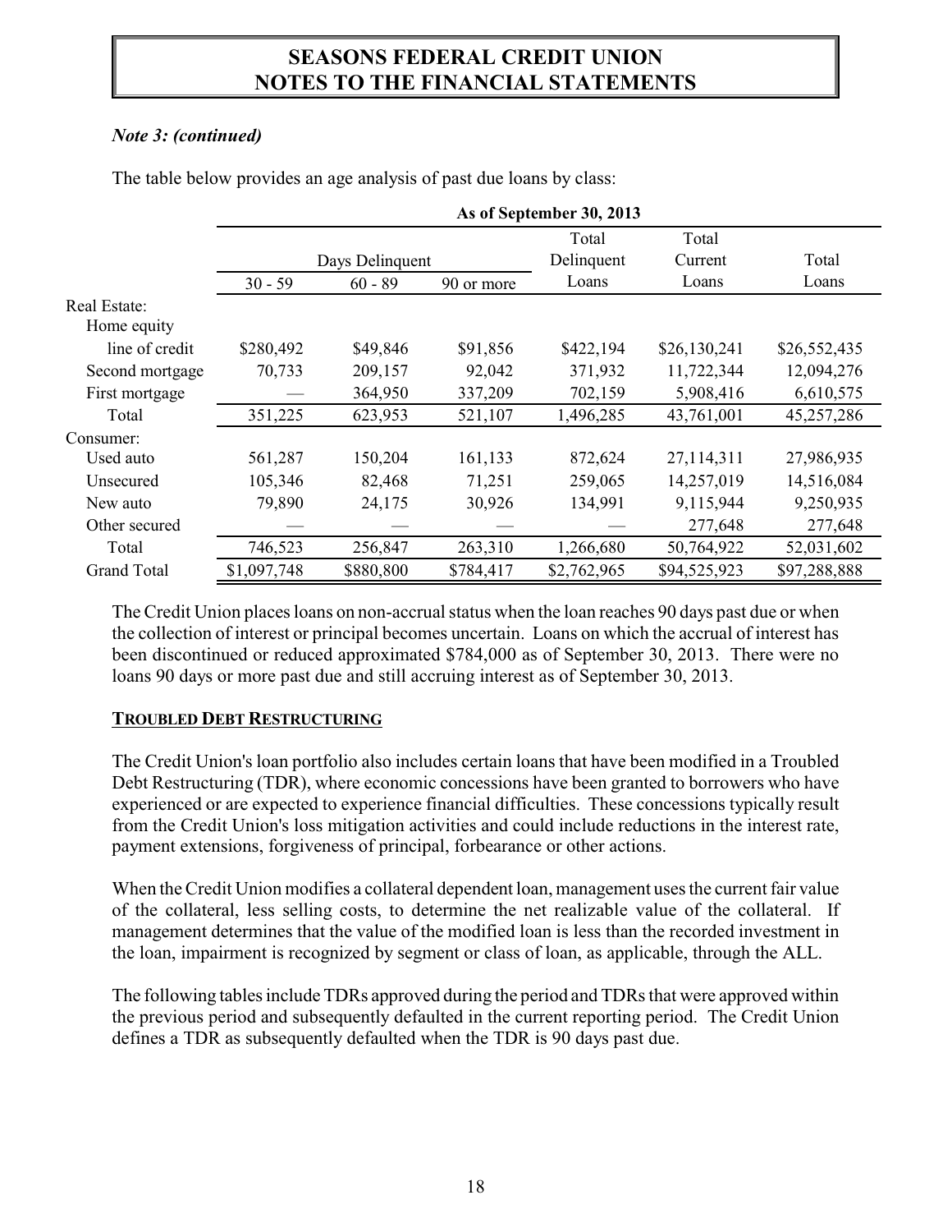*Note 3: (continued)*

The table below provides an age analysis of past due loans by class:

| | As of September 30, 2013 | | | | | |
|---|---|---|---|---|---|---|
| | Days Delinquent | | | Total Delinquent Loans | Total Current Loans | Total Loans |
| | 30 - 59 | 60 - 89 | 90 or more | | | |
| Real Estate: | | | | | | |
| Home equity line of credit | $280,492 | $49,846 | $91,856 | $422,194 | $26,130,241 | $26,552,435 |
| Second mortgage | 70,733 | 209,157 | 92,042 | 371,932 | 11,722,344 | 12,094,276 |
| First mortgage | — | 364,950 | 337,209 | 702,159 | 5,908,416 | 6,610,575 |
| Total | 351,225 | 623,953 | 521,107 | 1,496,285 | 43,761,001 | 45,257,286 |
| Consumer: | | | | | | |
| Used auto | 561,287 | 150,204 | 161,133 | 872,624 | 27,114,311 | 27,986,935 |
| Unsecured | 105,346 | 82,468 | 71,251 | 259,065 | 14,257,019 | 14,516,084 |
| New auto | 79,890 | 24,175 | 30,926 | 134,991 | 9,115,944 | 9,250,935 |
| Other secured | — | — | — | — | 277,648 | 277,648 |
| Total | 746,523 | 256,847 | 263,310 | 1,266,680 | 50,764,922 | 52,031,602 |
| Grand Total | $1,097,748 | $880,800 | $784,417 | $2,762,965 | $94,525,923 | $97,288,888 |

The Credit Union places loans on non-accrual status when the loan reaches 90 days past due or when the collection of interest or principal becomes uncertain. Loans on which the accrual of interest has been discontinued or reduced approximated $784,000 as of September 30, 2013. There were no loans 90 days or more past due and still accruing interest as of September 30, 2013.

**TROUBLED DEBT RESTRUCTURING**

The Credit Union's loan portfolio also includes certain loans that have been modified in a Troubled Debt Restructuring (TDR), where economic concessions have been granted to borrowers who have experienced or are expected to experience financial difficulties. These concessions typically result from the Credit Union's loss mitigation activities and could include reductions in the interest rate, payment extensions, forgiveness of principal, forbearance or other actions.

When the Credit Union modifies a collateral dependent loan, management uses the current fair value of the collateral, less selling costs, to determine the net realizable value of the collateral. If management determines that the value of the modified loan is less than the recorded investment in the loan, impairment is recognized by segment or class of loan, as applicable, through the ALL.

The following tables include TDRs approved during the period and TDRs that were approved within the previous period and subsequently defaulted in the current reporting period. The Credit Union defines a TDR as subsequently defaulted when the TDR is 90 days past due.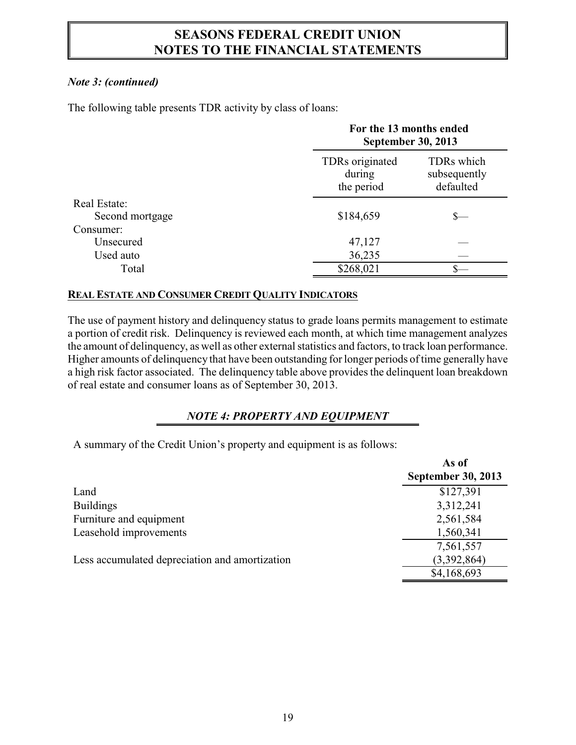*Note 3: (continued)*

The following table presents TDR activity by class of loans:

| | For the 13 months ended September 30, 2013 | |
|---|---|---|
| | TDRs originated during the period | TDRs which subsequently defaulted |
| Real Estate: | | |
| Second mortgage | $184,659 | $— |
| Consumer: | | |
| Unsecured | 47,127 | — |
| Used auto | 36,235 | — |
| Total | $268,021 | $— |

**REAL ESTATE AND CONSUMER CREDIT QUALITY INDICATORS**

The use of payment history and delinquency status to grade loans permits management to estimate a portion of credit risk. Delinquency is reviewed each month, at which time management analyzes the amount of delinquency, as well as other external statistics and factors, to track loan performance. Higher amounts of delinquency that have been outstanding for longer periods of time generally have a high risk factor associated. The delinquency table above provides the delinquent loan breakdown of real estate and consumer loans as of September 30, 2013.

## *NOTE 4: PROPERTY AND EQUIPMENT*

A summary of the Credit Union's property and equipment is as follows:

| | As of September 30, 2013 |
|---|---|
| Land | $127,391 |
| Buildings | 3,312,241 |
| Furniture and equipment | 2,561,584 |
| Leasehold improvements | 1,560,341 |
| | 7,561,557 |
| Less accumulated depreciation and amortization | (3,392,864) |
| | $4,168,693 |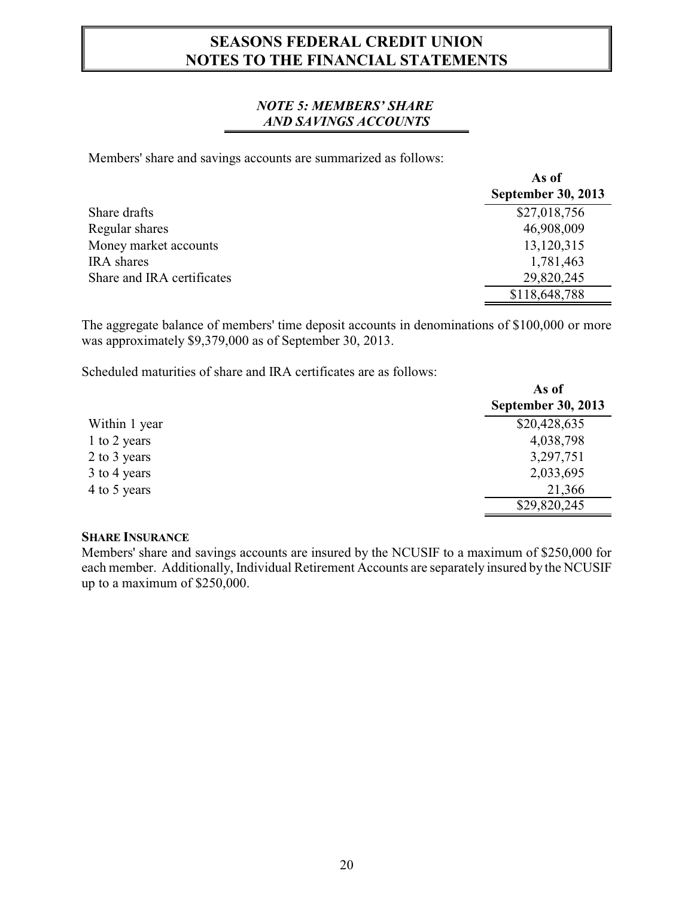# SEASONS FEDERAL CREDIT UNION
# NOTES TO THE FINANCIAL STATEMENTS

## *NOTE 5: MEMBERS' SHARE AND SAVINGS ACCOUNTS*

Members' share and savings accounts are summarized as follows:

| | As of September 30, 2013 |
|---|---|
| Share drafts | $27,018,756 |
| Regular shares | 46,908,009 |
| Money market accounts | 13,120,315 |
| IRA shares | 1,781,463 |
| Share and IRA certificates | 29,820,245 |
| | $118,648,788 |

The aggregate balance of members' time deposit accounts in denominations of $100,000 or more was approximately $9,379,000 as of September 30, 2013.

Scheduled maturities of share and IRA certificates are as follows:

| | As of September 30, 2013 |
|---|---|
| Within 1 year | $20,428,635 |
| 1 to 2 years | 4,038,798 |
| 2 to 3 years | 3,297,751 |
| 3 to 4 years | 2,033,695 |
| 4 to 5 years | 21,366 |
| | $29,820,245 |

**SHARE INSURANCE**

Members' share and savings accounts are insured by the NCUSIF to a maximum of $250,000 for each member. Additionally, Individual Retirement Accounts are separately insured by the NCUSIF up to a maximum of $250,000.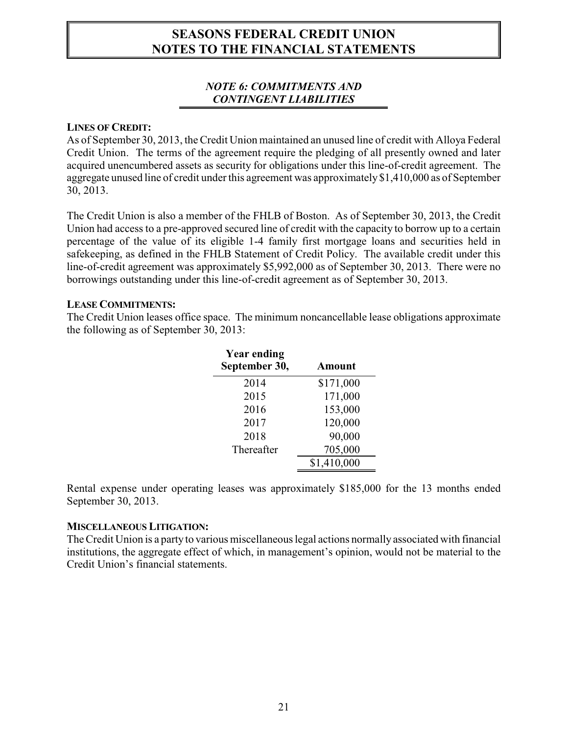# SEASONS FEDERAL CREDIT UNION
# NOTES TO THE FINANCIAL STATEMENTS

## *NOTE 6: COMMITMENTS AND CONTINGENT LIABILITIES*

**LINES OF CREDIT:**

As of September 30, 2013, the Credit Union maintained an unused line of credit with Alloya Federal Credit Union. The terms of the agreement require the pledging of all presently owned and later acquired unencumbered assets as security for obligations under this line-of-credit agreement. The aggregate unused line of credit under this agreement was approximately $1,410,000 as of September 30, 2013.

The Credit Union is also a member of the FHLB of Boston. As of September 30, 2013, the Credit Union had access to a pre-approved secured line of credit with the capacity to borrow up to a certain percentage of the value of its eligible 1-4 family first mortgage loans and securities held in safekeeping, as defined in the FHLB Statement of Credit Policy. The available credit under this line-of-credit agreement was approximately $5,992,000 as of September 30, 2013. There were no borrowings outstanding under this line-of-credit agreement as of September 30, 2013.

**LEASE COMMITMENTS:**

The Credit Union leases office space. The minimum noncancellable lease obligations approximate the following as of September 30, 2013:

| Year ending September 30, | Amount |
|---|---|
| 2014 | $171,000 |
| 2015 | 171,000 |
| 2016 | 153,000 |
| 2017 | 120,000 |
| 2018 | 90,000 |
| Thereafter | 705,000 |
| | $1,410,000 |

Rental expense under operating leases was approximately $185,000 for the 13 months ended September 30, 2013.

**MISCELLANEOUS LITIGATION:**

The Credit Union is a party to various miscellaneous legal actions normally associated with financial institutions, the aggregate effect of which, in management's opinion, would not be material to the Credit Union's financial statements.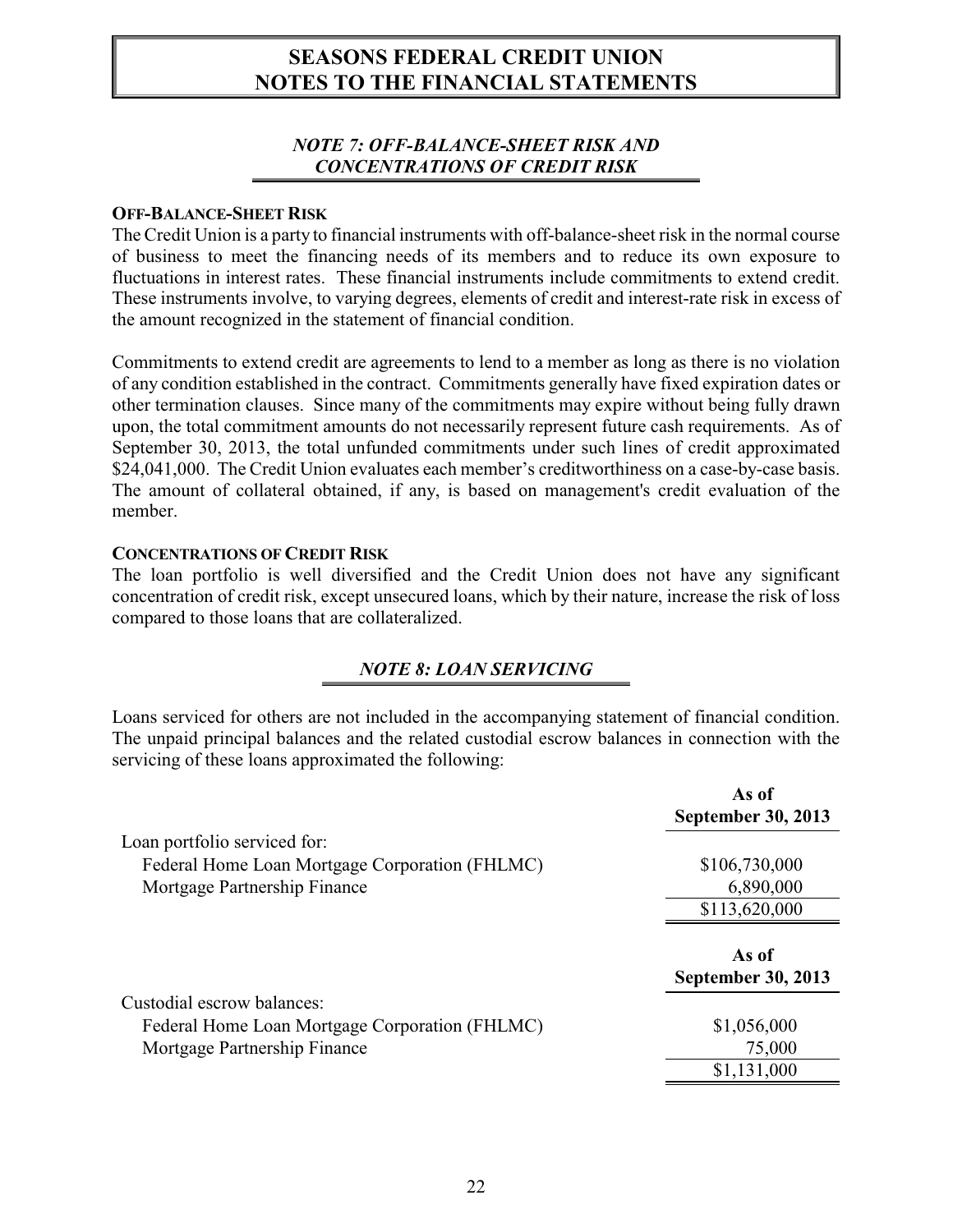# SEASONS FEDERAL CREDIT UNION
# NOTES TO THE FINANCIAL STATEMENTS

## *NOTE 7: OFF-BALANCE-SHEET RISK AND CONCENTRATIONS OF CREDIT RISK*

**OFF-BALANCE-SHEET RISK**

The Credit Union is a party to financial instruments with off-balance-sheet risk in the normal course of business to meet the financing needs of its members and to reduce its own exposure to fluctuations in interest rates. These financial instruments include commitments to extend credit. These instruments involve, to varying degrees, elements of credit and interest-rate risk in excess of the amount recognized in the statement of financial condition.

Commitments to extend credit are agreements to lend to a member as long as there is no violation of any condition established in the contract. Commitments generally have fixed expiration dates or other termination clauses. Since many of the commitments may expire without being fully drawn upon, the total commitment amounts do not necessarily represent future cash requirements. As of September 30, 2013, the total unfunded commitments under such lines of credit approximated $24,041,000. The Credit Union evaluates each member's creditworthiness on a case-by-case basis. The amount of collateral obtained, if any, is based on management's credit evaluation of the member.

**CONCENTRATIONS OF CREDIT RISK**

The loan portfolio is well diversified and the Credit Union does not have any significant concentration of credit risk, except unsecured loans, which by their nature, increase the risk of loss compared to those loans that are collateralized.

## *NOTE 8: LOAN SERVICING*

Loans serviced for others are not included in the accompanying statement of financial condition. The unpaid principal balances and the related custodial escrow balances in connection with the servicing of these loans approximated the following:

| | As of September 30, 2013 |
|---|---|
| Loan portfolio serviced for: | |
| Federal Home Loan Mortgage Corporation (FHLMC) | $106,730,000 |
| Mortgage Partnership Finance | 6,890,000 |
| | $113,620,000 |

| | As of September 30, 2013 |
|---|---|
| Custodial escrow balances: | |
| Federal Home Loan Mortgage Corporation (FHLMC) | $1,056,000 |
| Mortgage Partnership Finance | 75,000 |
| | $1,131,000 |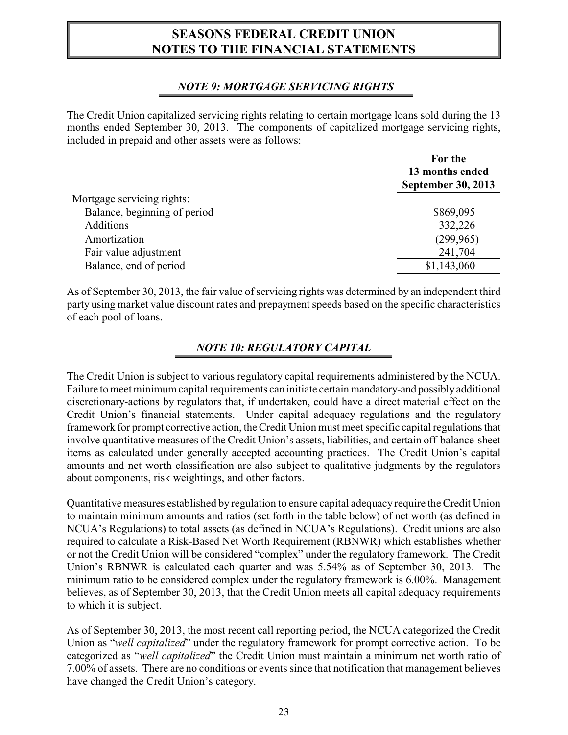# SEASONS FEDERAL CREDIT UNION
# NOTES TO THE FINANCIAL STATEMENTS

## *NOTE 9: MORTGAGE SERVICING RIGHTS*

The Credit Union capitalized servicing rights relating to certain mortgage loans sold during the 13 months ended September 30, 2013. The components of capitalized mortgage servicing rights, included in prepaid and other assets were as follows:

| | For the 13 months ended September 30, 2013 |
|---|---|
| Mortgage servicing rights: | |
| Balance, beginning of period | $869,095 |
| Additions | 332,226 |
| Amortization | (299,965) |
| Fair value adjustment | 241,704 |
| Balance, end of period | $1,143,060 |

As of September 30, 2013, the fair value of servicing rights was determined by an independent third party using market value discount rates and prepayment speeds based on the specific characteristics of each pool of loans.

## *NOTE 10: REGULATORY CAPITAL*

The Credit Union is subject to various regulatory capital requirements administered by the NCUA. Failure to meet minimum capital requirements can initiate certain mandatory-and possibly additional discretionary-actions by regulators that, if undertaken, could have a direct material effect on the Credit Union's financial statements. Under capital adequacy regulations and the regulatory framework for prompt corrective action, the Credit Union must meet specific capital regulations that involve quantitative measures of the Credit Union's assets, liabilities, and certain off-balance-sheet items as calculated under generally accepted accounting practices. The Credit Union's capital amounts and net worth classification are also subject to qualitative judgments by the regulators about components, risk weightings, and other factors.

Quantitative measures established by regulation to ensure capital adequacy require the Credit Union to maintain minimum amounts and ratios (set forth in the table below) of net worth (as defined in NCUA's Regulations) to total assets (as defined in NCUA's Regulations). Credit unions are also required to calculate a Risk-Based Net Worth Requirement (RBNWR) which establishes whether or not the Credit Union will be considered "complex" under the regulatory framework. The Credit Union's RBNWR is calculated each quarter and was 5.54% as of September 30, 2013. The minimum ratio to be considered complex under the regulatory framework is 6.00%. Management believes, as of September 30, 2013, that the Credit Union meets all capital adequacy requirements to which it is subject.

As of September 30, 2013, the most recent call reporting period, the NCUA categorized the Credit Union as "*well capitalized*" under the regulatory framework for prompt corrective action. To be categorized as "*well capitalized*" the Credit Union must maintain a minimum net worth ratio of 7.00% of assets. There are no conditions or events since that notification that management believes have changed the Credit Union's category.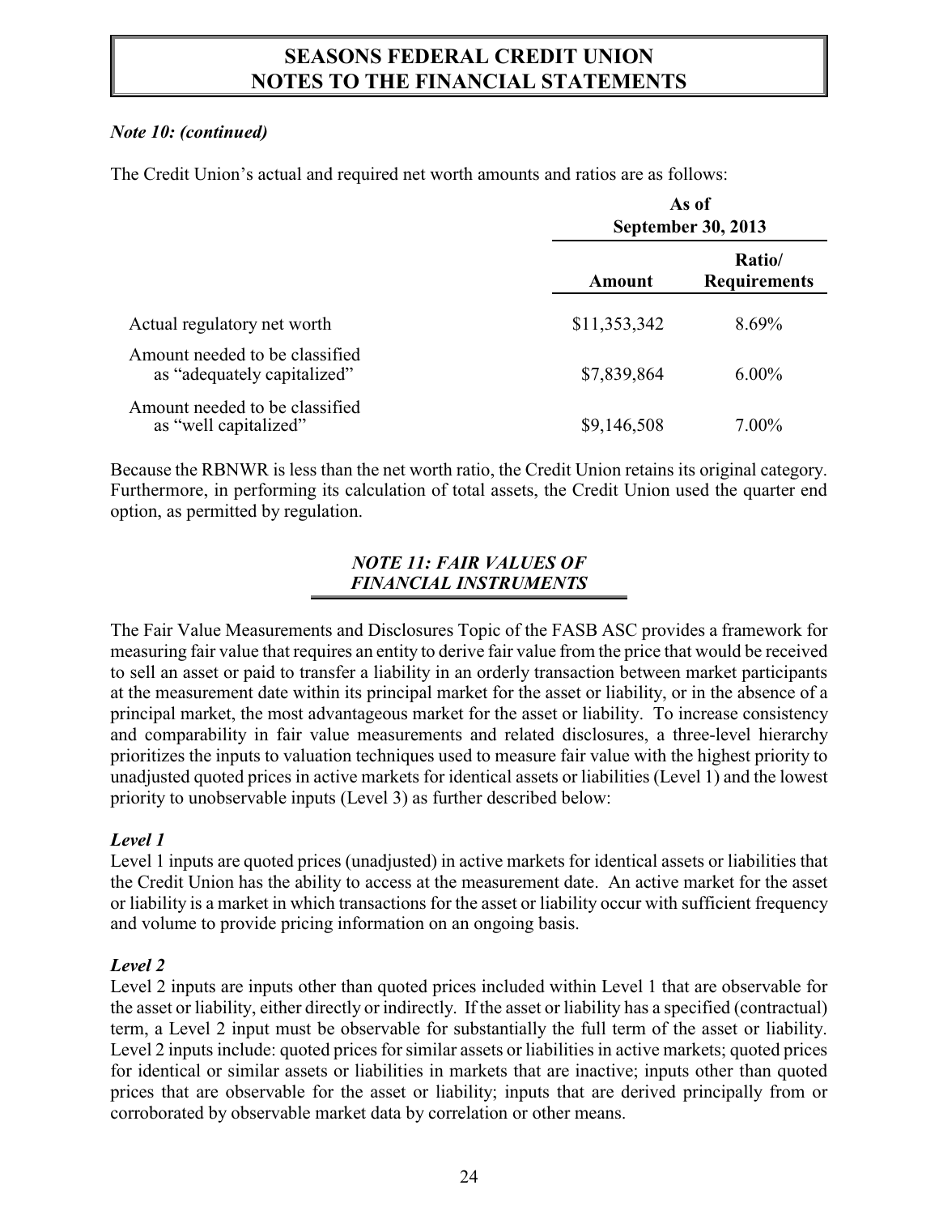*Note 10: (continued)*

The Credit Union's actual and required net worth amounts and ratios are as follows:

| | As of September 30, 2013 | |
|---|---|---|
| | **Amount** | **Ratio/ Requirements** |
| Actual regulatory net worth | $11,353,342 | 8.69% |
| Amount needed to be classified as "adequately capitalized" | $7,839,864 | 6.00% |
| Amount needed to be classified as "well capitalized" | $9,146,508 | 7.00% |

Because the RBNWR is less than the net worth ratio, the Credit Union retains its original category. Furthermore, in performing its calculation of total assets, the Credit Union used the quarter end option, as permitted by regulation.

## *NOTE 11: FAIR VALUES OF FINANCIAL INSTRUMENTS*

The Fair Value Measurements and Disclosures Topic of the FASB ASC provides a framework for measuring fair value that requires an entity to derive fair value from the price that would be received to sell an asset or paid to transfer a liability in an orderly transaction between market participants at the measurement date within its principal market for the asset or liability, or in the absence of a principal market, the most advantageous market for the asset or liability. To increase consistency and comparability in fair value measurements and related disclosures, a three-level hierarchy prioritizes the inputs to valuation techniques used to measure fair value with the highest priority to unadjusted quoted prices in active markets for identical assets or liabilities (Level 1) and the lowest priority to unobservable inputs (Level 3) as further described below:

***Level 1***

Level 1 inputs are quoted prices (unadjusted) in active markets for identical assets or liabilities that the Credit Union has the ability to access at the measurement date. An active market for the asset or liability is a market in which transactions for the asset or liability occur with sufficient frequency and volume to provide pricing information on an ongoing basis.

***Level 2***

Level 2 inputs are inputs other than quoted prices included within Level 1 that are observable for the asset or liability, either directly or indirectly. If the asset or liability has a specified (contractual) term, a Level 2 input must be observable for substantially the full term of the asset or liability. Level 2 inputs include: quoted prices for similar assets or liabilities in active markets; quoted prices for identical or similar assets or liabilities in markets that are inactive; inputs other than quoted prices that are observable for the asset or liability; inputs that are derived principally from or corroborated by observable market data by correlation or other means.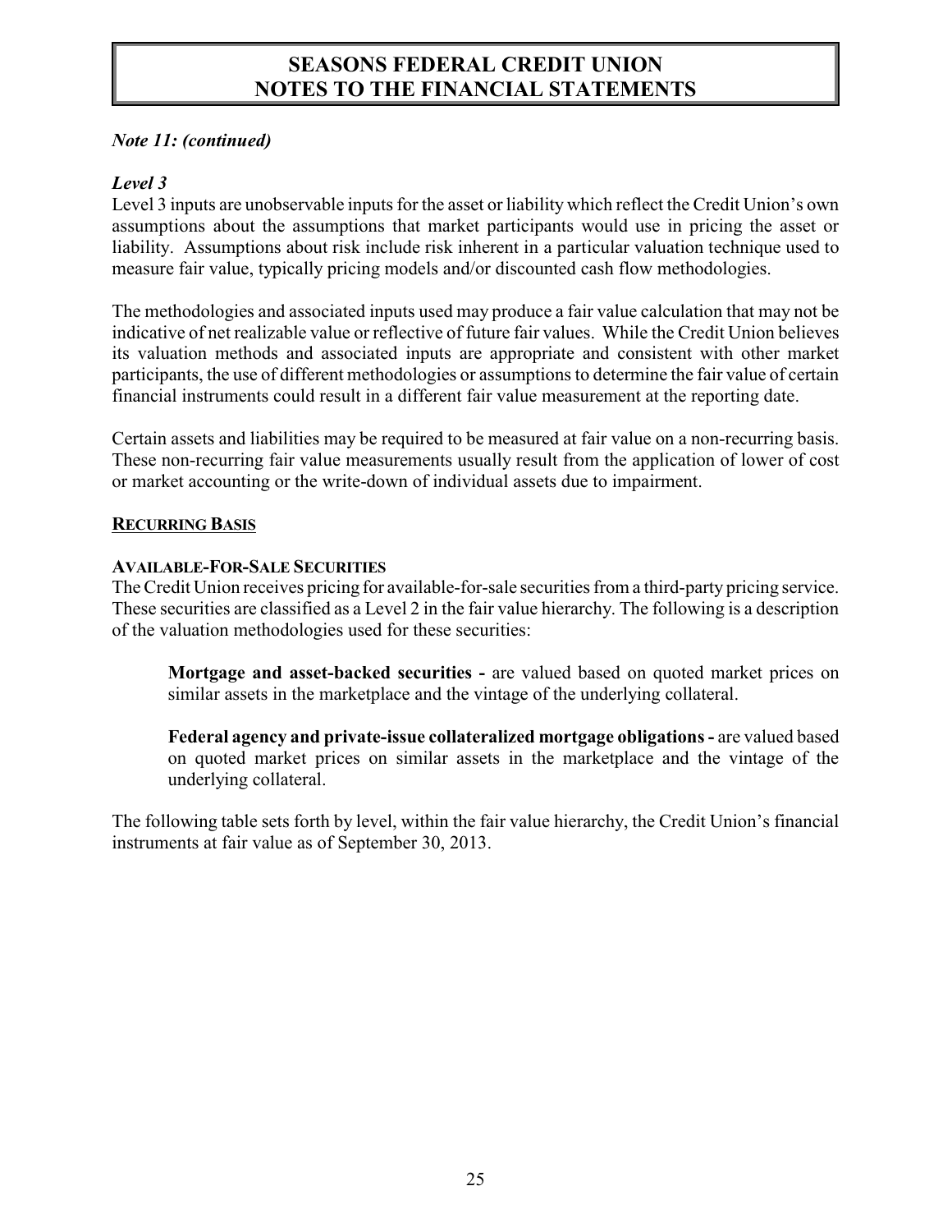*Note 11: (continued)*

*Level 3*

Level 3 inputs are unobservable inputs for the asset or liability which reflect the Credit Union's own assumptions about the assumptions that market participants would use in pricing the asset or liability. Assumptions about risk include risk inherent in a particular valuation technique used to measure fair value, typically pricing models and/or discounted cash flow methodologies.

The methodologies and associated inputs used may produce a fair value calculation that may not be indicative of net realizable value or reflective of future fair values. While the Credit Union believes its valuation methods and associated inputs are appropriate and consistent with other market participants, the use of different methodologies or assumptions to determine the fair value of certain financial instruments could result in a different fair value measurement at the reporting date.

Certain assets and liabilities may be required to be measured at fair value on a non-recurring basis. These non-recurring fair value measurements usually result from the application of lower of cost or market accounting or the write-down of individual assets due to impairment.

**RECURRING BASIS**

**AVAILABLE-FOR-SALE SECURITIES**

The Credit Union receives pricing for available-for-sale securities from a third-party pricing service. These securities are classified as a Level 2 in the fair value hierarchy. The following is a description of the valuation methodologies used for these securities:

> **Mortgage and asset-backed securities -** are valued based on quoted market prices on similar assets in the marketplace and the vintage of the underlying collateral.
>
> **Federal agency and private-issue collateralized mortgage obligations -** are valued based on quoted market prices on similar assets in the marketplace and the vintage of the underlying collateral.

The following table sets forth by level, within the fair value hierarchy, the Credit Union's financial instruments at fair value as of September 30, 2013.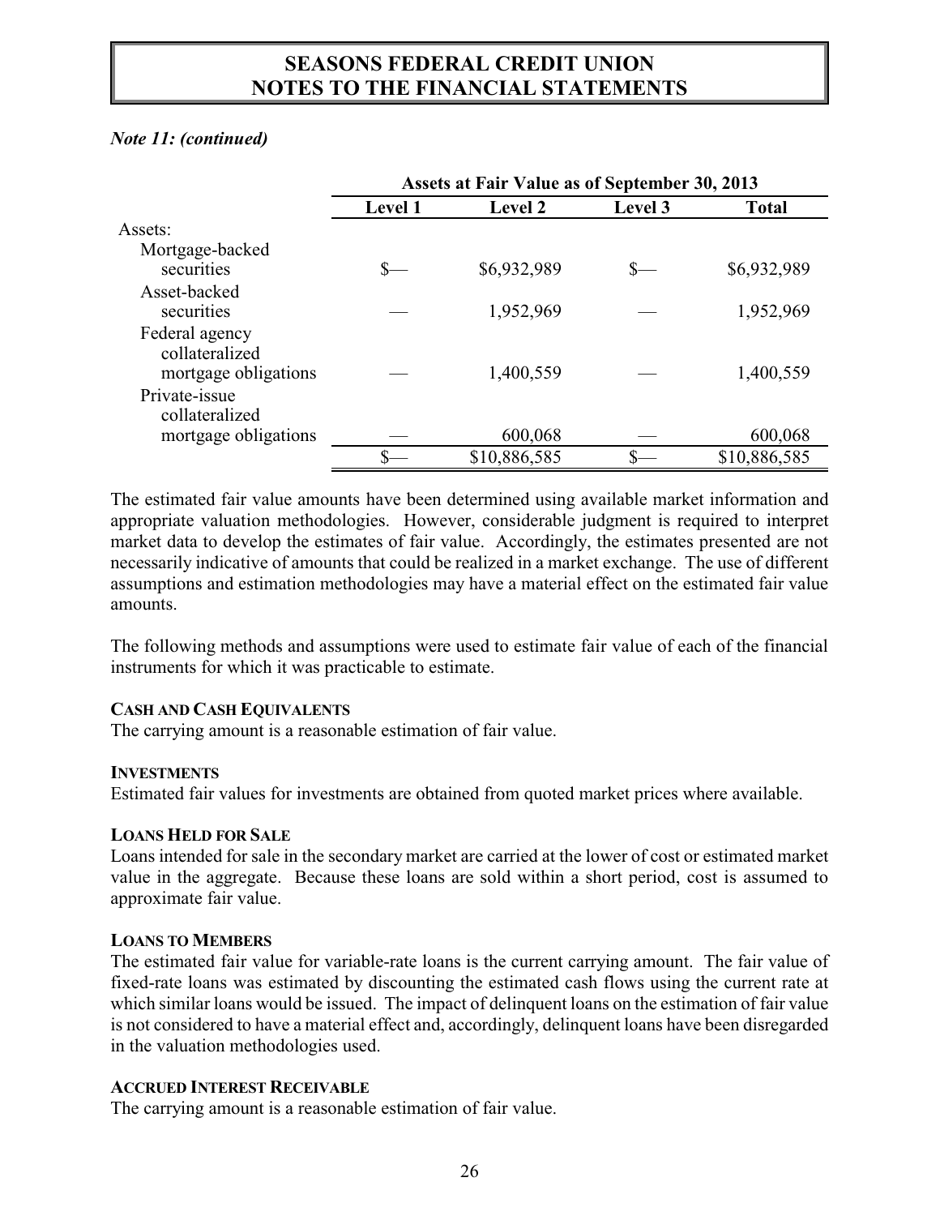*Note 11: (continued)*

| | Assets at Fair Value as of September 30, 2013 | | | |
|---|---|---|---|---|
| | Level 1 | Level 2 | Level 3 | Total |
| Assets: | | | | |
| Mortgage-backed securities | $— | $6,932,989 | $— | $6,932,989 |
| Asset-backed securities | — | 1,952,969 | — | 1,952,969 |
| Federal agency collateralized mortgage obligations | — | 1,400,559 | — | 1,400,559 |
| Private-issue collateralized mortgage obligations | — | 600,068 | — | 600,068 |
| | $— | $10,886,585 | $— | $10,886,585 |

The estimated fair value amounts have been determined using available market information and appropriate valuation methodologies. However, considerable judgment is required to interpret market data to develop the estimates of fair value. Accordingly, the estimates presented are not necessarily indicative of amounts that could be realized in a market exchange. The use of different assumptions and estimation methodologies may have a material effect on the estimated fair value amounts.

The following methods and assumptions were used to estimate fair value of each of the financial instruments for which it was practicable to estimate.

**CASH AND CASH EQUIVALENTS**

The carrying amount is a reasonable estimation of fair value.

**INVESTMENTS**

Estimated fair values for investments are obtained from quoted market prices where available.

**LOANS HELD FOR SALE**

Loans intended for sale in the secondary market are carried at the lower of cost or estimated market value in the aggregate. Because these loans are sold within a short period, cost is assumed to approximate fair value.

**LOANS TO MEMBERS**

The estimated fair value for variable-rate loans is the current carrying amount. The fair value of fixed-rate loans was estimated by discounting the estimated cash flows using the current rate at which similar loans would be issued. The impact of delinquent loans on the estimation of fair value is not considered to have a material effect and, accordingly, delinquent loans have been disregarded in the valuation methodologies used.

**ACCRUED INTEREST RECEIVABLE**

The carrying amount is a reasonable estimation of fair value.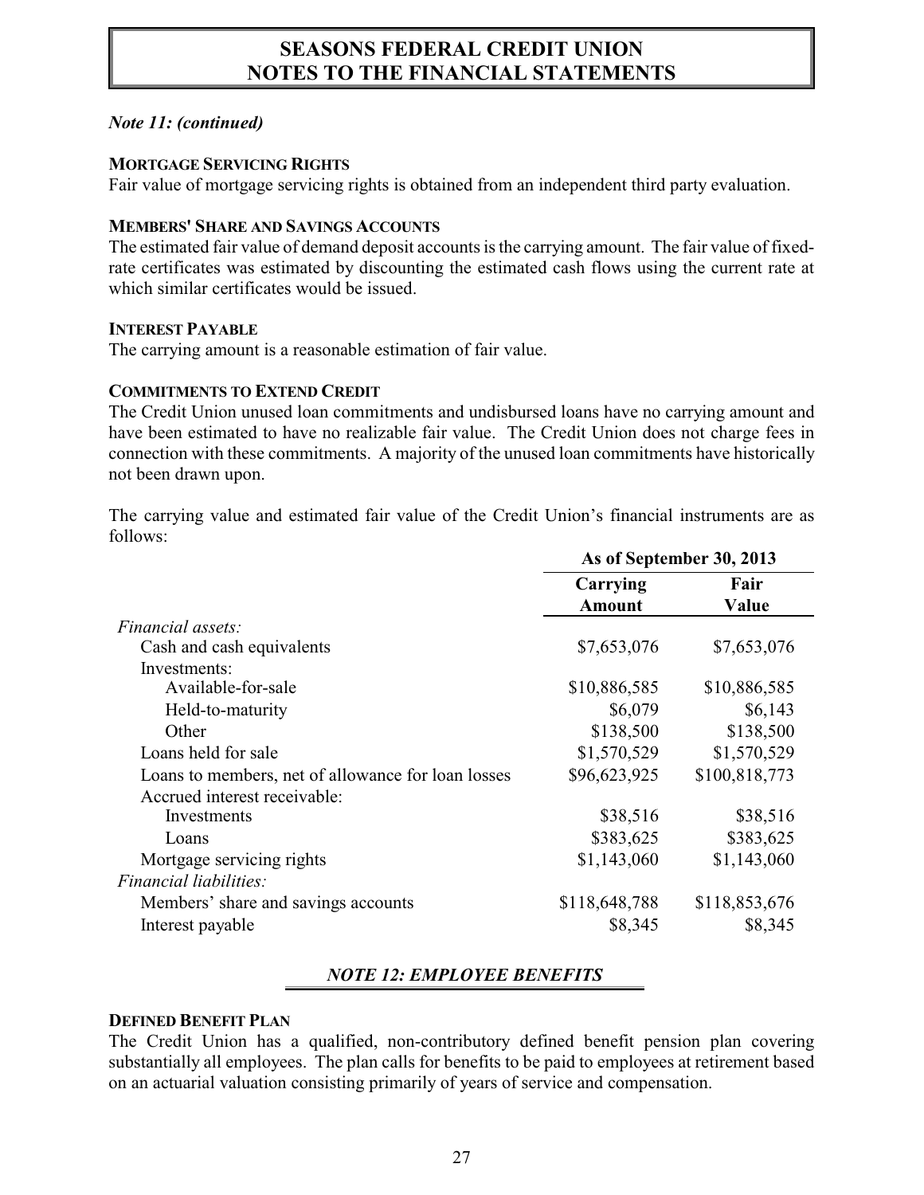*Note 11: (continued)*

**MORTGAGE SERVICING RIGHTS**

Fair value of mortgage servicing rights is obtained from an independent third party evaluation.

**MEMBERS' SHARE AND SAVINGS ACCOUNTS**

The estimated fair value of demand deposit accounts is the carrying amount. The fair value of fixed-rate certificates was estimated by discounting the estimated cash flows using the current rate at which similar certificates would be issued.

**INTEREST PAYABLE**

The carrying amount is a reasonable estimation of fair value.

**COMMITMENTS TO EXTEND CREDIT**

The Credit Union unused loan commitments and undisbursed loans have no carrying amount and have been estimated to have no realizable fair value. The Credit Union does not charge fees in connection with these commitments. A majority of the unused loan commitments have historically not been drawn upon.

The carrying value and estimated fair value of the Credit Union's financial instruments are as follows:

| | As of September 30, 2013 | |
|---|---|---|
| | **Carrying Amount** | **Fair Value** |
| *Financial assets:* | | |
| Cash and cash equivalents | \$7,653,076 | \$7,653,076 |
| Investments: | | |
| Available-for-sale | \$10,886,585 | \$10,886,585 |
| Held-to-maturity | \$6,079 | \$6,143 |
| Other | \$138,500 | \$138,500 |
| Loans held for sale | \$1,570,529 | \$1,570,529 |
| Loans to members, net of allowance for loan losses | \$96,623,925 | \$100,818,773 |
| Accrued interest receivable: | | |
| Investments | \$38,516 | \$38,516 |
| Loans | \$383,625 | \$383,625 |
| Mortgage servicing rights | \$1,143,060 | \$1,143,060 |
| *Financial liabilities:* | | |
| Members' share and savings accounts | \$118,648,788 | \$118,853,676 |
| Interest payable | \$8,345 | \$8,345 |

## *NOTE 12: EMPLOYEE BENEFITS*

**DEFINED BENEFIT PLAN**

The Credit Union has a qualified, non-contributory defined benefit pension plan covering substantially all employees. The plan calls for benefits to be paid to employees at retirement based on an actuarial valuation consisting primarily of years of service and compensation.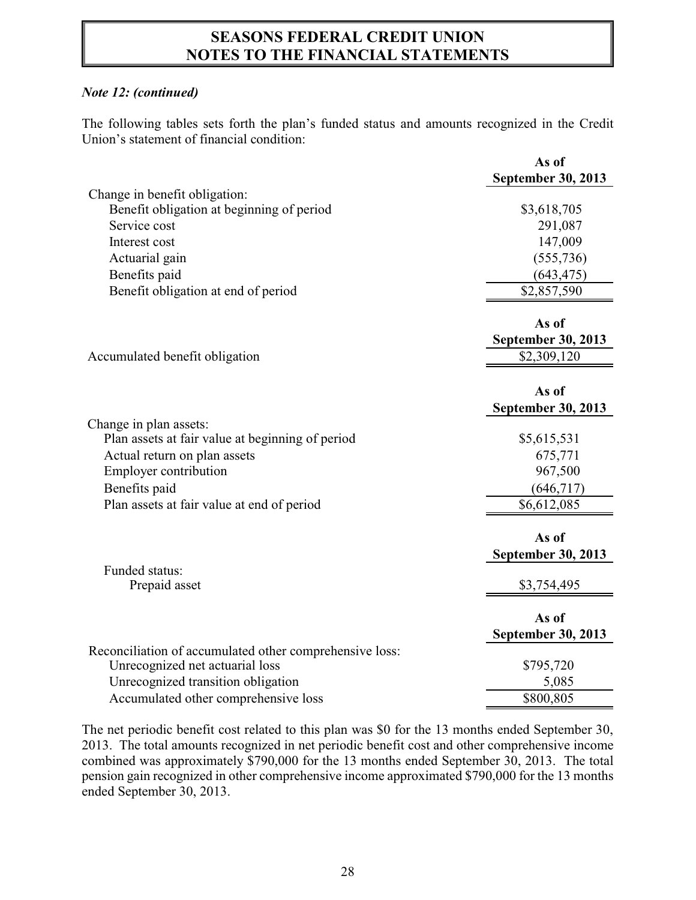## SEASONS FEDERAL CREDIT UNION
## NOTES TO THE FINANCIAL STATEMENTS

*Note 12: (continued)*

The following tables sets forth the plan's funded status and amounts recognized in the Credit Union's statement of financial condition:

| | As of September 30, 2013 |
|---|---|
| Change in benefit obligation: | |
| Benefit obligation at beginning of period | $3,618,705 |
| Service cost | 291,087 |
| Interest cost | 147,009 |
| Actuarial gain | (555,736) |
| Benefits paid | (643,475) |
| Benefit obligation at end of period | $2,857,590 |

| | As of September 30, 2013 |
|---|---|
| Accumulated benefit obligation | $2,309,120 |

| | As of September 30, 2013 |
|---|---|
| Change in plan assets: | |
| Plan assets at fair value at beginning of period | $5,615,531 |
| Actual return on plan assets | 675,771 |
| Employer contribution | 967,500 |
| Benefits paid | (646,717) |
| Plan assets at fair value at end of period | $6,612,085 |

| | As of September 30, 2013 |
|---|---|
| Funded status: | |
| Prepaid asset | $3,754,495 |

| | As of September 30, 2013 |
|---|---|
| Reconciliation of accumulated other comprehensive loss: | |
| Unrecognized net actuarial loss | $795,720 |
| Unrecognized transition obligation | 5,085 |
| Accumulated other comprehensive loss | $800,805 |

The net periodic benefit cost related to this plan was $0 for the 13 months ended September 30, 2013. The total amounts recognized in net periodic benefit cost and other comprehensive income combined was approximately $790,000 for the 13 months ended September 30, 2013. The total pension gain recognized in other comprehensive income approximated $790,000 for the 13 months ended September 30, 2013.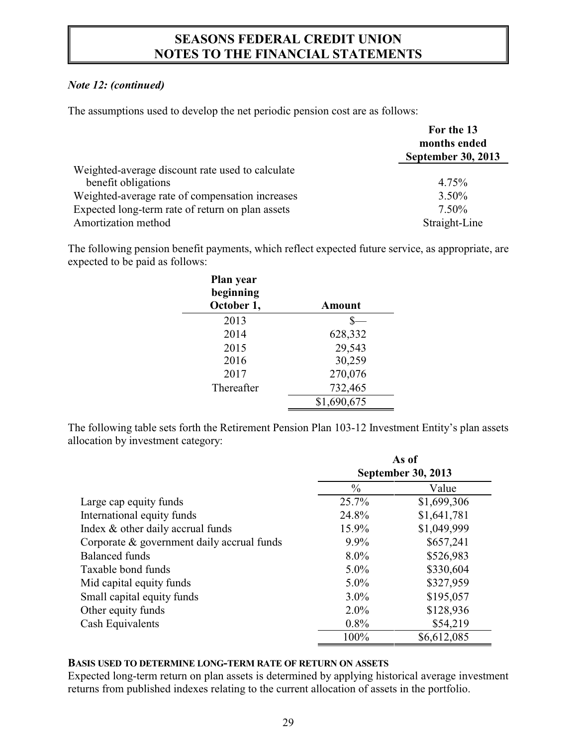# SEASONS FEDERAL CREDIT UNION
# NOTES TO THE FINANCIAL STATEMENTS

*Note 12: (continued)*

The assumptions used to develop the net periodic pension cost are as follows:

| | For the 13 months ended September 30, 2013 |
|---|---|
| Weighted-average discount rate used to calculate benefit obligations | 4.75% |
| Weighted-average rate of compensation increases | 3.50% |
| Expected long-term rate of return on plan assets | 7.50% |
| Amortization method | Straight-Line |

The following pension benefit payments, which reflect expected future service, as appropriate, are expected to be paid as follows:

| Plan year beginning October 1, | Amount |
|---|---|
| 2013 | $— |
| 2014 | 628,332 |
| 2015 | 29,543 |
| 2016 | 30,259 |
| 2017 | 270,076 |
| Thereafter | 732,465 |
| | $1,690,675 |

The following table sets forth the Retirement Pension Plan 103-12 Investment Entity's plan assets allocation by investment category:

| | As of September 30, 2013 | |
|---|---|---|
| | % | Value |
| Large cap equity funds | 25.7% | $1,699,306 |
| International equity funds | 24.8% | $1,641,781 |
| Index & other daily accrual funds | 15.9% | $1,049,999 |
| Corporate & government daily accrual funds | 9.9% | $657,241 |
| Balanced funds | 8.0% | $526,983 |
| Taxable bond funds | 5.0% | $330,604 |
| Mid capital equity funds | 5.0% | $327,959 |
| Small capital equity funds | 3.0% | $195,057 |
| Other equity funds | 2.0% | $128,936 |
| Cash Equivalents | 0.8% | $54,219 |
| | 100% | $6,612,085 |

**BASIS USED TO DETERMINE LONG-TERM RATE OF RETURN ON ASSETS**

Expected long-term return on plan assets is determined by applying historical average investment returns from published indexes relating to the current allocation of assets in the portfolio.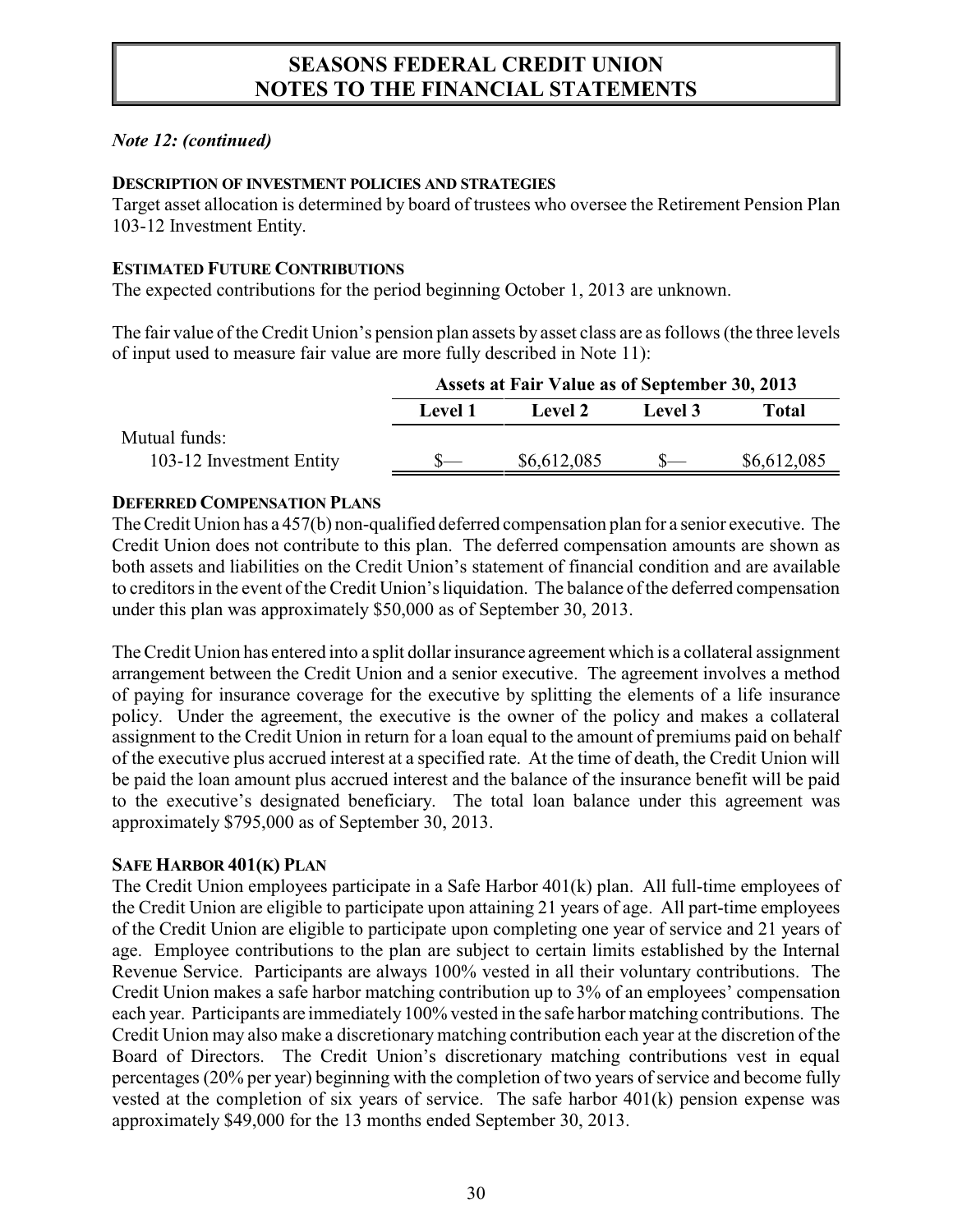# SEASONS FEDERAL CREDIT UNION
# NOTES TO THE FINANCIAL STATEMENTS

*Note 12: (continued)*

**DESCRIPTION OF INVESTMENT POLICIES AND STRATEGIES**

Target asset allocation is determined by board of trustees who oversee the Retirement Pension Plan 103-12 Investment Entity.

**ESTIMATED FUTURE CONTRIBUTIONS**

The expected contributions for the period beginning October 1, 2013 are unknown.

The fair value of the Credit Union's pension plan assets by asset class are as follows (the three levels of input used to measure fair value are more fully described in Note 11):

| | Assets at Fair Value as of September 30, 2013 | | | |
|---|---|---|---|---|
| | **Level 1** | **Level 2** | **Level 3** | **Total** |
| Mutual funds: | | | | |
| 103-12 Investment Entity | $— | $6,612,085 | $— | $6,612,085 |

**DEFERRED COMPENSATION PLANS**

The Credit Union has a 457(b) non-qualified deferred compensation plan for a senior executive. The Credit Union does not contribute to this plan. The deferred compensation amounts are shown as both assets and liabilities on the Credit Union's statement of financial condition and are available to creditors in the event of the Credit Union's liquidation. The balance of the deferred compensation under this plan was approximately $50,000 as of September 30, 2013.

The Credit Union has entered into a split dollar insurance agreement which is a collateral assignment arrangement between the Credit Union and a senior executive. The agreement involves a method of paying for insurance coverage for the executive by splitting the elements of a life insurance policy. Under the agreement, the executive is the owner of the policy and makes a collateral assignment to the Credit Union in return for a loan equal to the amount of premiums paid on behalf of the executive plus accrued interest at a specified rate. At the time of death, the Credit Union will be paid the loan amount plus accrued interest and the balance of the insurance benefit will be paid to the executive's designated beneficiary. The total loan balance under this agreement was approximately $795,000 as of September 30, 2013.

**SAFE HARBOR 401(K) PLAN**

The Credit Union employees participate in a Safe Harbor 401(k) plan. All full-time employees of the Credit Union are eligible to participate upon attaining 21 years of age. All part-time employees of the Credit Union are eligible to participate upon completing one year of service and 21 years of age. Employee contributions to the plan are subject to certain limits established by the Internal Revenue Service. Participants are always 100% vested in all their voluntary contributions. The Credit Union makes a safe harbor matching contribution up to 3% of an employees' compensation each year. Participants are immediately 100% vested in the safe harbor matching contributions. The Credit Union may also make a discretionary matching contribution each year at the discretion of the Board of Directors. The Credit Union's discretionary matching contributions vest in equal percentages (20% per year) beginning with the completion of two years of service and become fully vested at the completion of six years of service. The safe harbor 401(k) pension expense was approximately $49,000 for the 13 months ended September 30, 2013.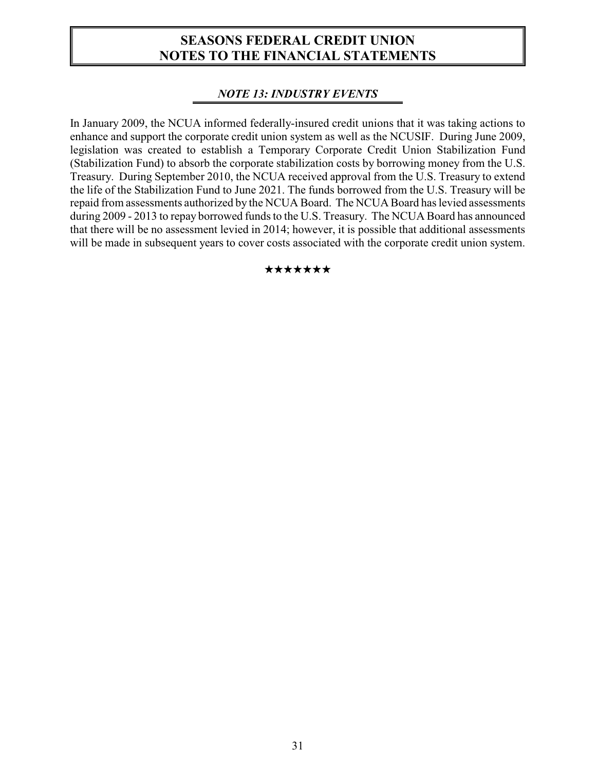# SEASONS FEDERAL CREDIT UNION
# NOTES TO THE FINANCIAL STATEMENTS

## *NOTE 13: INDUSTRY EVENTS*

In January 2009, the NCUA informed federally-insured credit unions that it was taking actions to enhance and support the corporate credit union system as well as the NCUSIF. During June 2009, legislation was created to establish a Temporary Corporate Credit Union Stabilization Fund (Stabilization Fund) to absorb the corporate stabilization costs by borrowing money from the U.S. Treasury. During September 2010, the NCUA received approval from the U.S. Treasury to extend the life of the Stabilization Fund to June 2021. The funds borrowed from the U.S. Treasury will be repaid from assessments authorized by the NCUA Board. The NCUA Board has levied assessments during 2009 - 2013 to repay borrowed funds to the U.S. Treasury. The NCUA Board has announced that there will be no assessment levied in 2014; however, it is possible that additional assessments will be made in subsequent years to cover costs associated with the corporate credit union system.

★★★★★★★